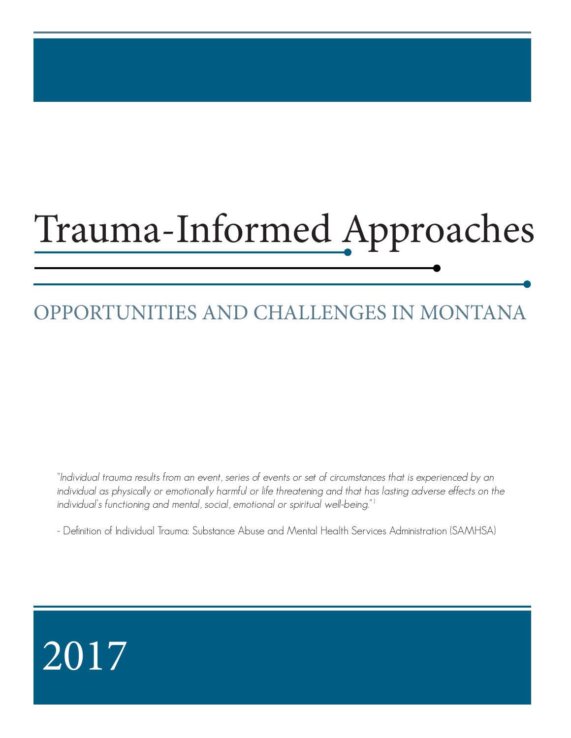# Trauma-Informed Approaches

## OPPORTUNITIES AND CHALLENGES IN MONTANA

*"Individual trauma results from an event, series of events or set of circumstances that is experienced by an individual as physically or emotionally harmful or life threatening and that has lasting adverse effects on the individual's functioning and mental, social, emotional or spiritual well-being."*[1]

- Definition of Individual Trauma: Substance Abuse and Mental Health Services Administration (SAMHSA)

2017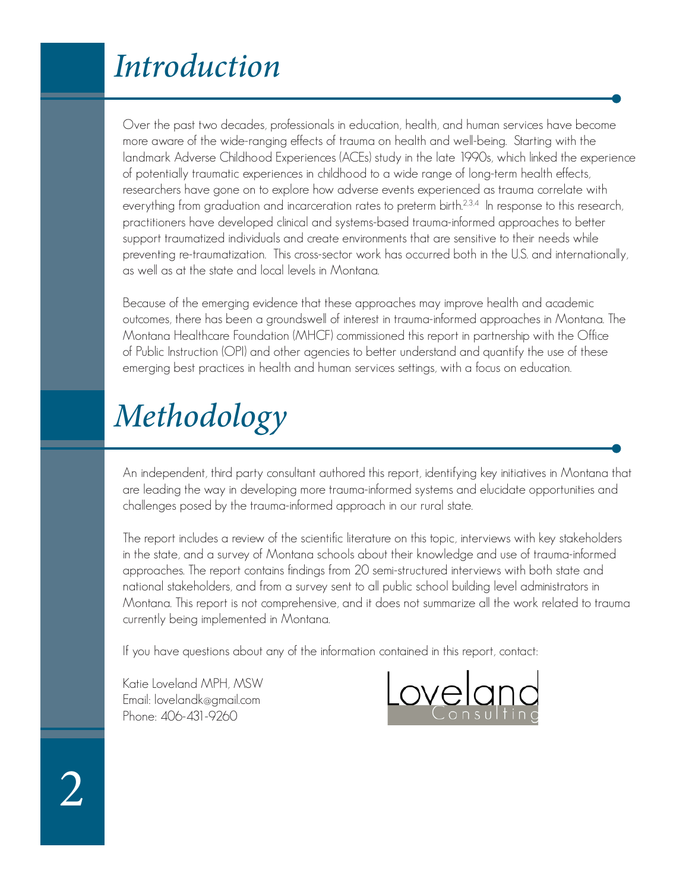# Introduction

Over the past two decades, professionals in education, health, and human services have become more aware of the wide-ranging effects of trauma on health and well-being. Starting with the landmark Adverse Childhood Experiences (ACEs) study in the late 1990s, which linked the experience of potentially traumatic experiences in childhood to a wide range of long-term health effects, researchers have gone on to explore how adverse events experienced as trauma correlate with everything from graduation and incarceration rates to preterm birth.[2,3,4] In response to this research, practitioners have developed clinical and systems-based trauma-informed approaches to better support traumatized individuals and create environments that are sensitive to their needs while preventing re-traumatization. This cross-sector work has occurred both in the U.S. and internationally, as well as at the state and local levels in Montana.

Because of the emerging evidence that these approaches may improve health and academic outcomes, there has been a groundswell of interest in trauma-informed approaches in Montana. The Montana Healthcare Foundation (MHCF) commissioned this report in partnership with the Office of Public Instruction (OPI) and other agencies to better understand and quantify the use of these emerging best practices in health and human services settings, with a focus on education.

# Methodology

An independent, third party consultant authored this report, identifying key initiatives in Montana that are leading the way in developing more trauma-informed systems and elucidate opportunities and challenges posed by the trauma-informed approach in our rural state.

The report includes a review of the scientific literature on this topic, interviews with key stakeholders in the state, and a survey of Montana schools about their knowledge and use of trauma-informed approaches. The report contains findings from 20 semi-structured interviews with both state and national stakeholders, and from a survey sent to all public school building level administrators in Montana. This report is not comprehensive, and it does not summarize all the work related to trauma currently being implemented in Montana.

If you have questions about any of the information contained in this report, contact:

Katie Loveland MPH, MSW
Email: lovelandk@gmail.com
Phone: 406-431-9260

Loveland Consulting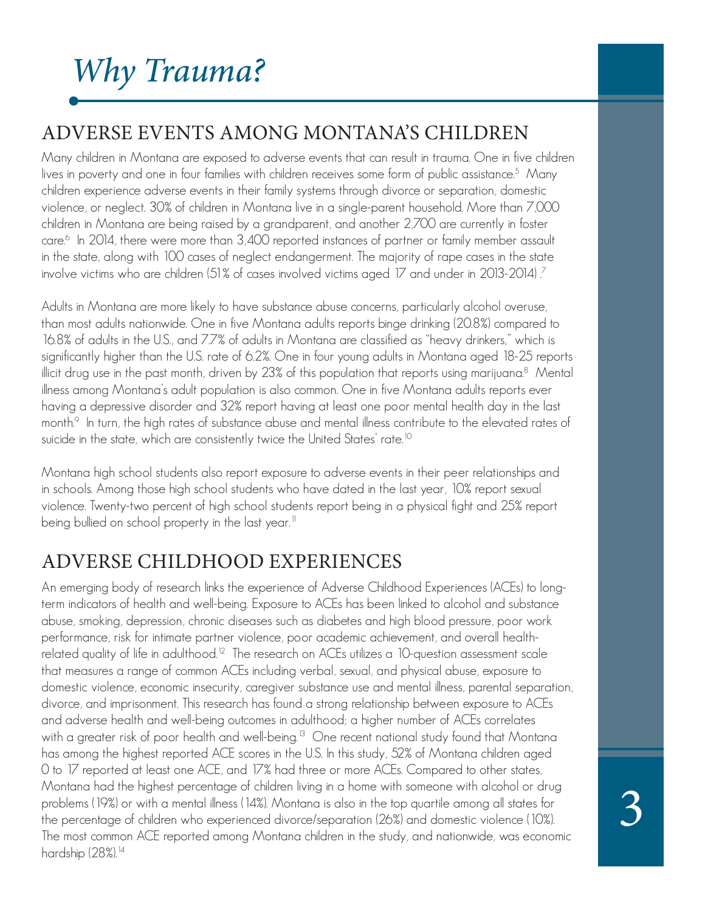# *Why Trauma?*

## ADVERSE EVENTS AMONG MONTANA'S CHILDREN

Many children in Montana are exposed to adverse events that can result in trauma. One in five children lives in poverty and one in four families with children receives some form of public assistance.[5] Many children experience adverse events in their family systems through divorce or separation, domestic violence, or neglect. 30% of children in Montana live in a single-parent household. More than 7,000 children in Montana are being raised by a grandparent, and another 2,700 are currently in foster care.[6] In 2014, there were more than 3,400 reported instances of partner or family member assault in the state, along with 100 cases of neglect endangerment. The majority of rape cases in the state involve victims who are children (51% of cases involved victims aged 17 and under in 2013-2014).[7]

Adults in Montana are more likely to have substance abuse concerns, particularly alcohol overuse, than most adults nationwide. One in five Montana adults reports binge drinking (20.8%) compared to 16.8% of adults in the U.S., and 7.7% of adults in Montana are classified as "heavy drinkers," which is significantly higher than the U.S. rate of 6.2%. One in four young adults in Montana aged 18-25 reports illicit drug use in the past month, driven by 23% of this population that reports using marijuana.[8] Mental illness among Montana's adult population is also common. One in five Montana adults reports ever having a depressive disorder and 32% report having at least one poor mental health day in the last month.[9] In turn, the high rates of substance abuse and mental illness contribute to the elevated rates of suicide in the state, which are consistently twice the United States' rate.[10]

Montana high school students also report exposure to adverse events in their peer relationships and in schools. Among those high school students who have dated in the last year, 10% report sexual violence. Twenty-two percent of high school students report being in a physical fight and 25% report being bullied on school property in the last year.[11]

## ADVERSE CHILDHOOD EXPERIENCES

An emerging body of research links the experience of Adverse Childhood Experiences (ACEs) to long-term indicators of health and well-being. Exposure to ACEs has been linked to alcohol and substance abuse, smoking, depression, chronic diseases such as diabetes and high blood pressure, poor work performance, risk for intimate partner violence, poor academic achievement, and overall health-related quality of life in adulthood.[12] The research on ACEs utilizes a 10-question assessment scale that measures a range of common ACEs including verbal, sexual, and physical abuse, exposure to domestic violence, economic insecurity, caregiver substance use and mental illness, parental separation, divorce, and imprisonment. This research has found a strong relationship between exposure to ACEs and adverse health and well-being outcomes in adulthood; a higher number of ACEs correlates with a greater risk of poor health and well-being.[13] One recent national study found that Montana has among the highest reported ACE scores in the U.S. In this study, 52% of Montana children aged 0 to 17 reported at least one ACE, and 17% had three or more ACEs. Compared to other states, Montana had the highest percentage of children living in a home with someone with alcohol or drug problems (19%) or with a mental illness (14%). Montana is also in the top quartile among all states for the percentage of children who experienced divorce/separation (26%) and domestic violence (10%). The most common ACE reported among Montana children in the study, and nationwide, was economic hardship (28%).[14]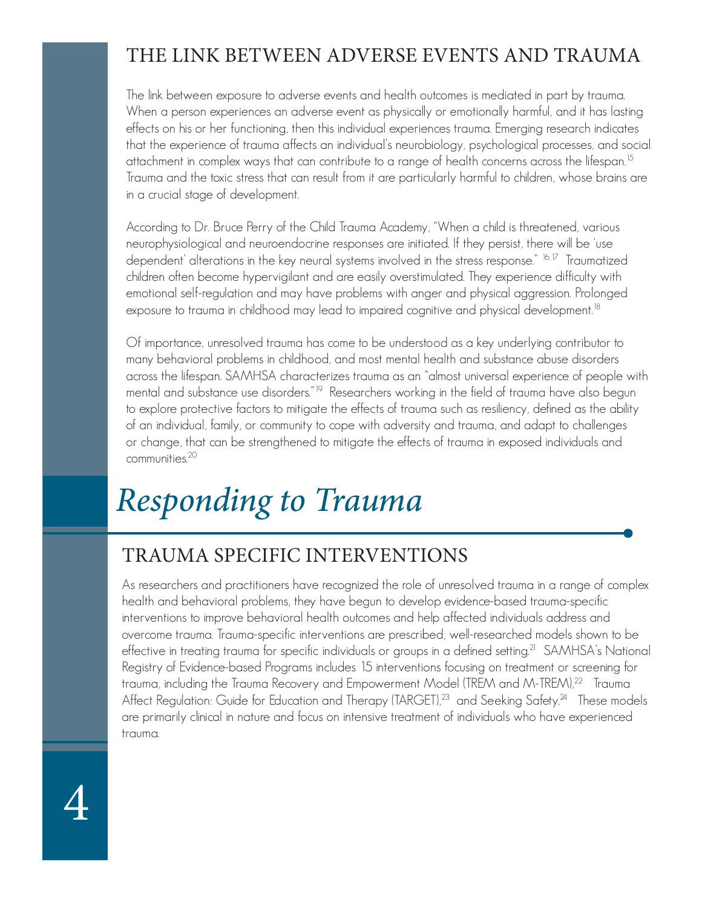## THE LINK BETWEEN ADVERSE EVENTS AND TRAUMA

The link between exposure to adverse events and health outcomes is mediated in part by trauma. When a person experiences an adverse event as physically or emotionally harmful, and it has lasting effects on his or her functioning, then this individual experiences trauma. Emerging research indicates that the experience of trauma affects an individual's neurobiology, psychological processes, and social attachment in complex ways that can contribute to a range of health concerns across the lifespan.[15] Trauma and the toxic stress that can result from it are particularly harmful to children, whose brains are in a crucial stage of development.

According to Dr. Bruce Perry of the Child Trauma Academy, "When a child is threatened, various neurophysiological and neuroendocrine responses are initiated. If they persist, there will be 'use dependent' alterations in the key neural systems involved in the stress response."[16,17] Traumatized children often become hypervigilant and are easily overstimulated. They experience difficulty with emotional self-regulation and may have problems with anger and physical aggression. Prolonged exposure to trauma in childhood may lead to impaired cognitive and physical development.[18]

Of importance, unresolved trauma has come to be understood as a key underlying contributor to many behavioral problems in childhood, and most mental health and substance abuse disorders across the lifespan. SAMHSA characterizes trauma as an "almost universal experience of people with mental and substance use disorders."[19] Researchers working in the field of trauma have also begun to explore protective factors to mitigate the effects of trauma such as resiliency, defined as the ability of an individual, family, or community to cope with adversity and trauma, and adapt to challenges or change, that can be strengthened to mitigate the effects of trauma in exposed individuals and communities.[20]

# *Responding to Trauma*

## TRAUMA SPECIFIC INTERVENTIONS

As researchers and practitioners have recognized the role of unresolved trauma in a range of complex health and behavioral problems, they have begun to develop evidence-based trauma-specific interventions to improve behavioral health outcomes and help affected individuals address and overcome trauma. Trauma-specific interventions are prescribed, well-researched models shown to be effective in treating trauma for specific individuals or groups in a defined setting.[21] SAMHSA's National Registry of Evidence-based Programs includes 15 interventions focusing on treatment or screening for trauma, including the Trauma Recovery and Empowerment Model (TREM and M-TREM),[22] Trauma Affect Regulation: Guide for Education and Therapy (TARGET),[23] and Seeking Safety.[24] These models are primarily clinical in nature and focus on intensive treatment of individuals who have experienced trauma.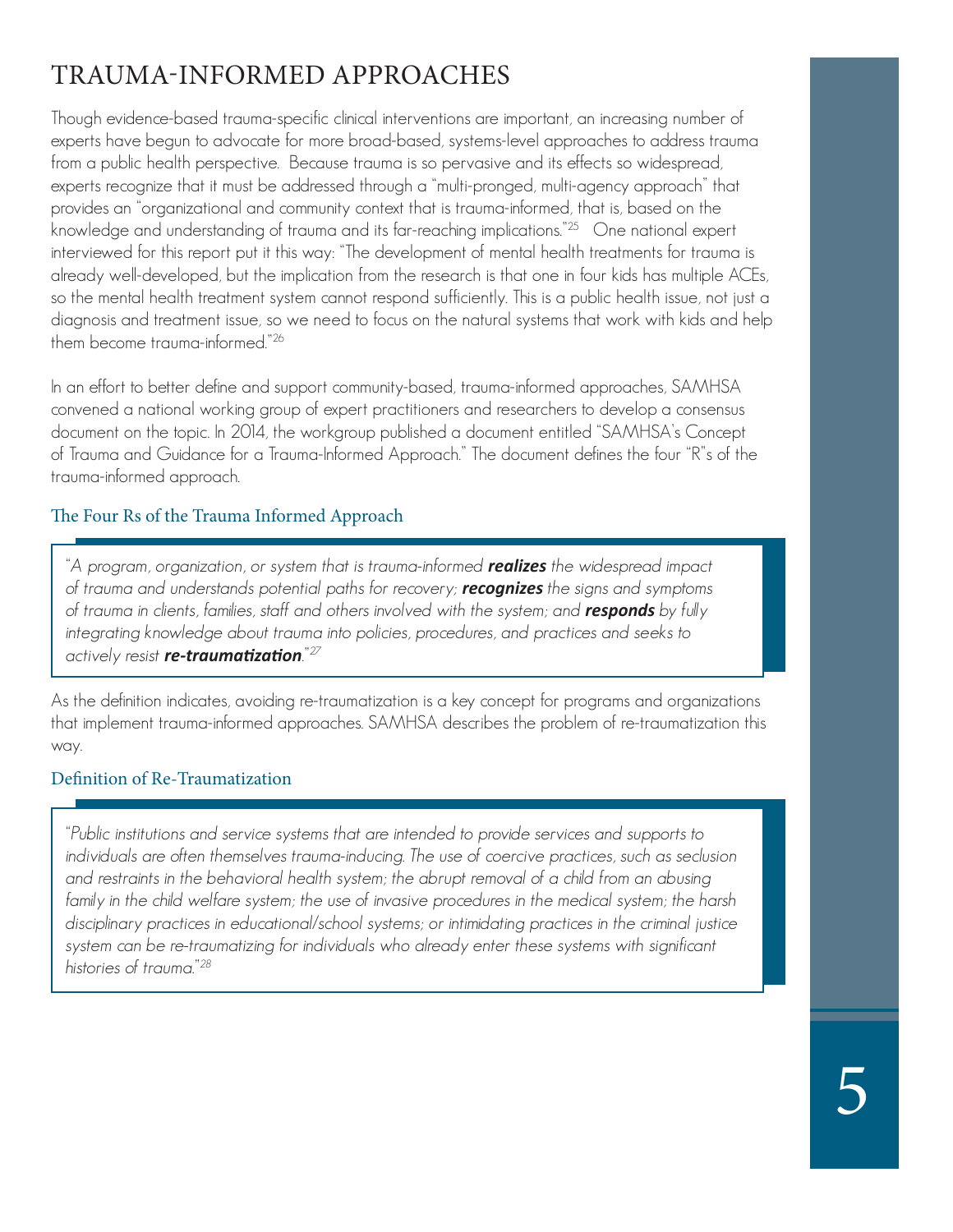# TRAUMA-INFORMED APPROACHES

Though evidence-based trauma-specific clinical interventions are important, an increasing number of experts have begun to advocate for more broad-based, systems-level approaches to address trauma from a public health perspective. Because trauma is so pervasive and its effects so widespread, experts recognize that it must be addressed through a "multi-pronged, multi-agency approach" that provides an "organizational and community context that is trauma-informed, that is, based on the knowledge and understanding of trauma and its far-reaching implications."[25] One national expert interviewed for this report put it this way: "The development of mental health treatments for trauma is already well-developed, but the implication from the research is that one in four kids has multiple ACEs, so the mental health treatment system cannot respond sufficiently. This is a public health issue, not just a diagnosis and treatment issue, so we need to focus on the natural systems that work with kids and help them become trauma-informed."[26]

In an effort to better define and support community-based, trauma-informed approaches, SAMHSA convened a national working group of expert practitioners and researchers to develop a consensus document on the topic. In 2014, the workgroup published a document entitled "SAMHSA's Concept of Trauma and Guidance for a Trauma-Informed Approach." The document defines the four "R"s of the trauma-informed approach.

## The Four Rs of the Trauma Informed Approach

> *"A program, organization, or system that is trauma-informed **realizes** the widespread impact of trauma and understands potential paths for recovery; **recognizes** the signs and symptoms of trauma in clients, families, staff and others involved with the system; and **responds** by fully integrating knowledge about trauma into policies, procedures, and practices and seeks to actively resist **re-traumatization**."[27]*

As the definition indicates, avoiding re-traumatization is a key concept for programs and organizations that implement trauma-informed approaches. SAMHSA describes the problem of re-traumatization this way.

## Definition of Re-Traumatization

> *"Public institutions and service systems that are intended to provide services and supports to individuals are often themselves trauma-inducing. The use of coercive practices, such as seclusion and restraints in the behavioral health system; the abrupt removal of a child from an abusing family in the child welfare system; the use of invasive procedures in the medical system; the harsh disciplinary practices in educational/school systems; or intimidating practices in the criminal justice system can be re-traumatizing for individuals who already enter these systems with significant histories of trauma."[28]*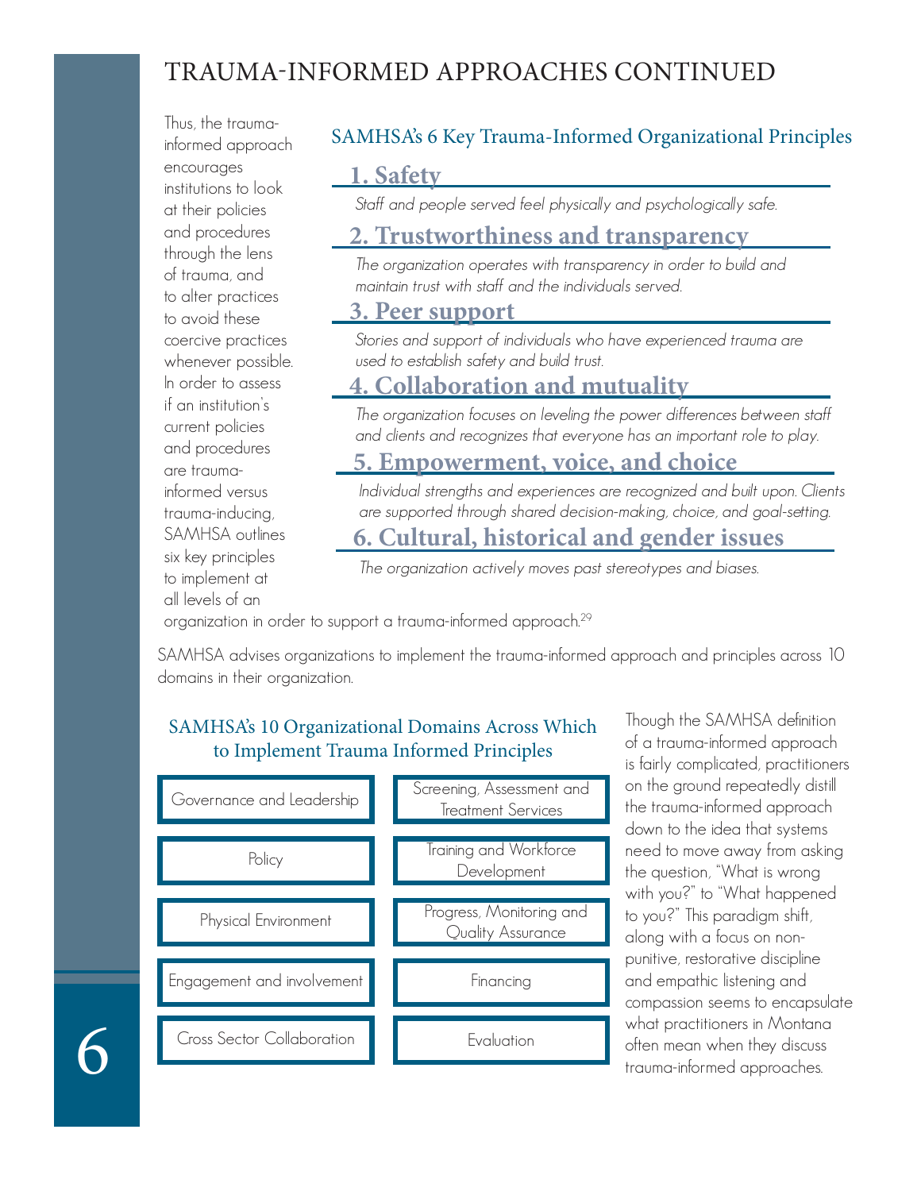# TRAUMA-INFORMED APPROACHES CONTINUED

Thus, the trauma-informed approach encourages institutions to look at their policies and procedures through the lens of trauma, and to alter practices to avoid these coercive practices whenever possible. In order to assess if an institution's current policies and procedures are trauma-informed versus trauma-inducing, SAMHSA outlines six key principles to implement at all levels of an organization in order to support a trauma-informed approach.[29]

## SAMHSA's 6 Key Trauma-Informed Organizational Principles

### 1. Safety

*Staff and people served feel physically and psychologically safe.*

### 2. Trustworthiness and transparency

*The organization operates with transparency in order to build and maintain trust with staff and the individuals served.*

### 3. Peer support

*Stories and support of individuals who have experienced trauma are used to establish safety and build trust.*

### 4. Collaboration and mutuality

*The organization focuses on leveling the power differences between staff and clients and recognizes that everyone has an important role to play.*

### 5. Empowerment, voice, and choice

*Individual strengths and experiences are recognized and built upon. Clients are supported through shared decision-making, choice, and goal-setting.*

### 6. Cultural, historical and gender issues

*The organization actively moves past stereotypes and biases.*

SAMHSA advises organizations to implement the trauma-informed approach and principles across 10 domains in their organization.

## SAMHSA's 10 Organizational Domains Across Which to Implement Trauma Informed Principles

| | |
|---|---|
| Governance and Leadership | Screening, Assessment and Treatment Services |
| Policy | Training and Workforce Development |
| Physical Environment | Progress, Monitoring and Quality Assurance |
| Engagement and involvement | Financing |
| Cross Sector Collaboration | Evaluation |

Though the SAMHSA definition of a trauma-informed approach is fairly complicated, practitioners on the ground repeatedly distill the trauma-informed approach down to the idea that systems need to move away from asking the question, "What is wrong with you?" to "What happened to you?" This paradigm shift, along with a focus on non-punitive, restorative discipline and empathic listening and compassion seems to encapsulate what practitioners in Montana often mean when they discuss trauma-informed approaches.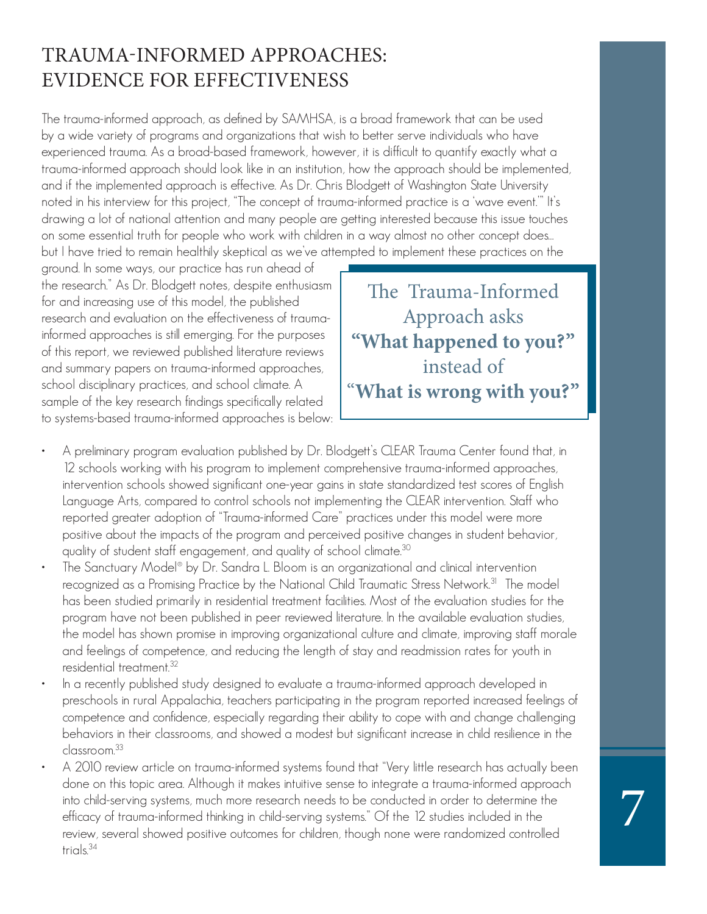# TRAUMA-INFORMED APPROACHES: EVIDENCE FOR EFFECTIVENESS

The trauma-informed approach, as defined by SAMHSA, is a broad framework that can be used by a wide variety of programs and organizations that wish to better serve individuals who have experienced trauma. As a broad-based framework, however, it is difficult to quantify exactly what a trauma-informed approach should look like in an institution, how the approach should be implemented, and if the implemented approach is effective. As Dr. Chris Blodgett of Washington State University noted in his interview for this project, "The concept of trauma-informed practice is a 'wave event.'" It's drawing a lot of national attention and many people are getting interested because this issue touches on some essential truth for people who work with children in a way almost no other concept does... but I have tried to remain healthily skeptical as we've attempted to implement these practices on the ground. In some ways, our practice has run ahead of the research." As Dr. Blodgett notes, despite enthusiasm for and increasing use of this model, the published research and evaluation on the effectiveness of trauma-informed approaches is still emerging. For the purposes of this report, we reviewed published literature reviews and summary papers on trauma-informed approaches, school disciplinary practices, and school climate. A sample of the key research findings specifically related to systems-based trauma-informed approaches is below:

> The Trauma-Informed Approach asks **"What happened to you?"** instead of **"What is wrong with you?"**

- A preliminary program evaluation published by Dr. Blodgett's CLEAR Trauma Center found that, in 12 schools working with his program to implement comprehensive trauma-informed approaches, intervention schools showed significant one-year gains in state standardized test scores of English Language Arts, compared to control schools not implementing the CLEAR intervention. Staff who reported greater adoption of "Trauma-informed Care" practices under this model were more positive about the impacts of the program and perceived positive changes in student behavior, quality of student staff engagement, and quality of school climate.[30]
- The Sanctuary Model® by Dr. Sandra L. Bloom is an organizational and clinical intervention recognized as a Promising Practice by the National Child Traumatic Stress Network.[31] The model has been studied primarily in residential treatment facilities. Most of the evaluation studies for the program have not been published in peer reviewed literature. In the available evaluation studies, the model has shown promise in improving organizational culture and climate, improving staff morale and feelings of competence, and reducing the length of stay and readmission rates for youth in residential treatment.[32]
- In a recently published study designed to evaluate a trauma-informed approach developed in preschools in rural Appalachia, teachers participating in the program reported increased feelings of competence and confidence, especially regarding their ability to cope with and change challenging behaviors in their classrooms, and showed a modest but significant increase in child resilience in the classroom.[33]
- A 2010 review article on trauma-informed systems found that "Very little research has actually been done on this topic area. Although it makes intuitive sense to integrate a trauma-informed approach into child-serving systems, much more research needs to be conducted in order to determine the efficacy of trauma-informed thinking in child-serving systems." Of the 12 studies included in the review, several showed positive outcomes for children, though none were randomized controlled trials.[34]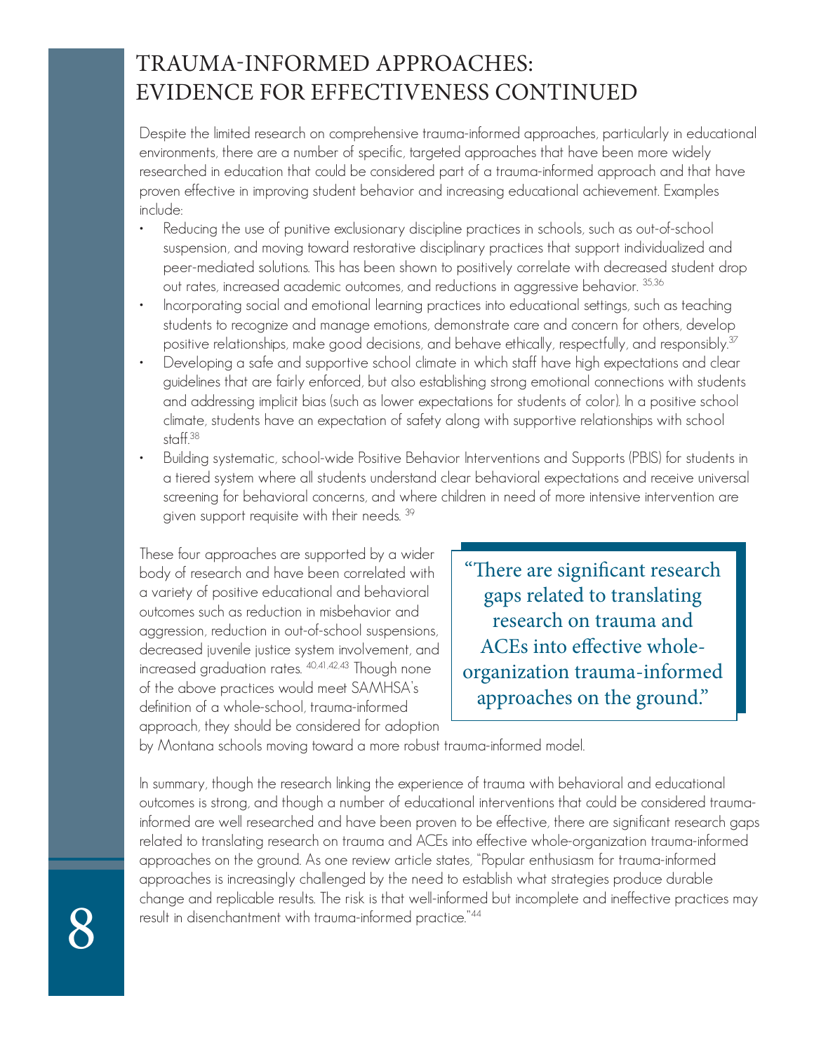// Page 8 of 32: continued section on trauma-informed approaches in schools.
# TRAUMA-INFORMED APPROACHES: EVIDENCE FOR EFFECTIVENESS CONTINUED

Despite the limited research on comprehensive trauma-informed approaches, particularly in educational environments, there are a number of specific, targeted approaches that have been more widely researched in education that could be considered part of a trauma-informed approach and that have proven effective in improving student behavior and increasing educational achievement. Examples include:

- Reducing the use of punitive exclusionary discipline practices in schools, such as out-of-school suspension, and moving toward restorative disciplinary practices that support individualized and peer-mediated solutions. This has been shown to positively correlate with decreased student drop out rates, increased academic outcomes, and reductions in aggressive behavior. [35,36]
- Incorporating social and emotional learning practices into educational settings, such as teaching students to recognize and manage emotions, demonstrate care and concern for others, develop positive relationships, make good decisions, and behave ethically, respectfully, and responsibly.[37]
- Developing a safe and supportive school climate in which staff have high expectations and clear guidelines that are fairly enforced, but also establishing strong emotional connections with students and addressing implicit bias (such as lower expectations for students of color). In a positive school climate, students have an expectation of safety along with supportive relationships with school staff.[38]
- Building systematic, school-wide Positive Behavior Interventions and Supports (PBIS) for students in a tiered system where all students understand clear behavioral expectations and receive universal screening for behavioral concerns, and where children in need of more intensive intervention are given support requisite with their needs. [39]

These four approaches are supported by a wider body of research and have been correlated with a variety of positive educational and behavioral outcomes such as reduction in misbehavior and aggression, reduction in out-of-school suspensions, decreased juvenile justice system involvement, and increased graduation rates. [40,41,42,43] Though none of the above practices would meet SAMHSA's definition of a whole-school, trauma-informed approach, they should be considered for adoption by Montana schools moving toward a more robust trauma-informed model.

> "There are significant research gaps related to translating research on trauma and ACEs into effective whole-organization trauma-informed approaches on the ground."

In summary, though the research linking the experience of trauma with behavioral and educational outcomes is strong, and though a number of educational interventions that could be considered trauma-informed are well researched and have been proven to be effective, there are significant research gaps related to translating research on trauma and ACEs into effective whole-organization trauma-informed approaches on the ground. As one review article states, "Popular enthusiasm for trauma-informed approaches is increasingly challenged by the need to establish what strategies produce durable change and replicable results. The risk is that well-informed but incomplete and ineffective practices may result in disenchantment with trauma-informed practice."[44]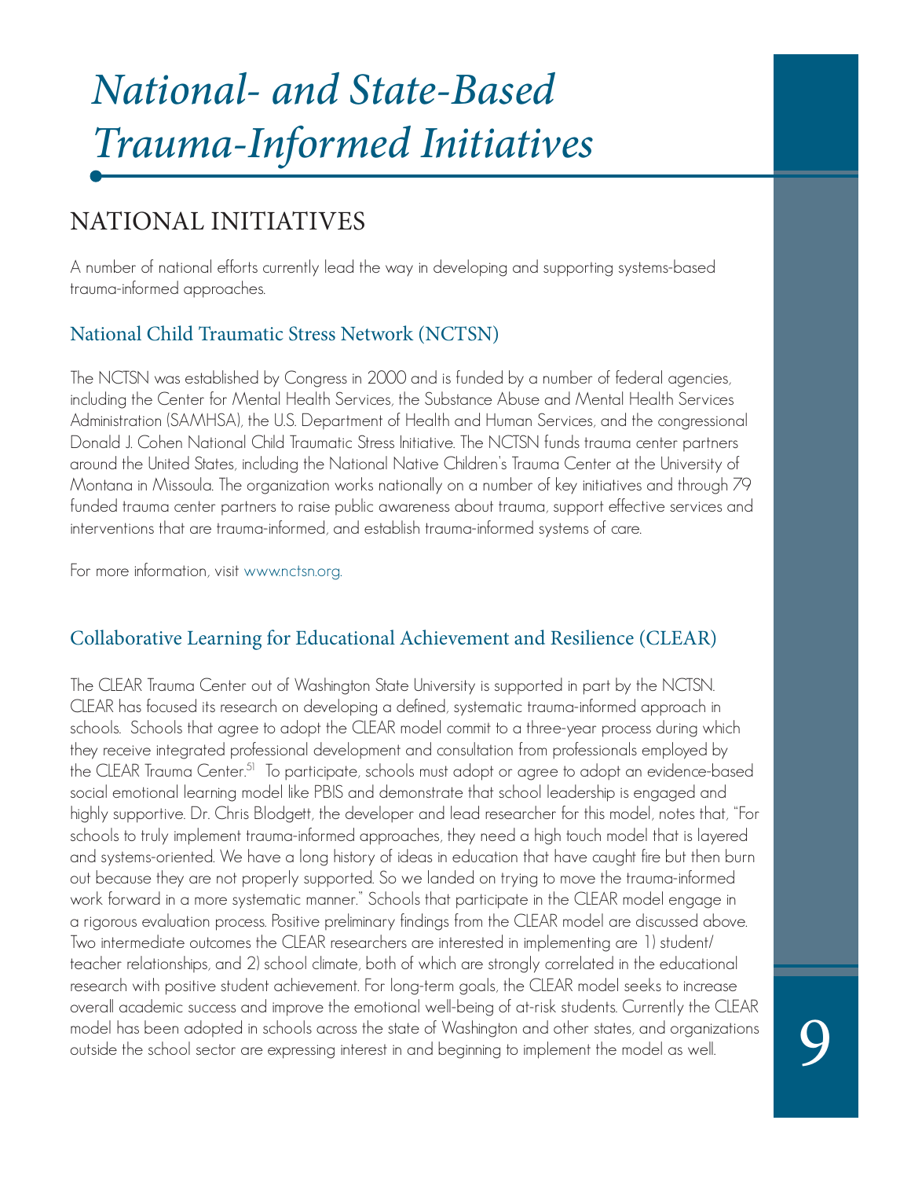// National- and State-Based Trauma-Informed Initiatives

# *National- and State-Based Trauma-Informed Initiatives*

## NATIONAL INITIATIVES

A number of national efforts currently lead the way in developing and supporting systems-based trauma-informed approaches.

### National Child Traumatic Stress Network (NCTSN)

The NCTSN was established by Congress in 2000 and is funded by a number of federal agencies, including the Center for Mental Health Services, the Substance Abuse and Mental Health Services Administration (SAMHSA), the U.S. Department of Health and Human Services, and the congressional Donald J. Cohen National Child Traumatic Stress Initiative. The NCTSN funds trauma center partners around the United States, including the National Native Children's Trauma Center at the University of Montana in Missoula. The organization works nationally on a number of key initiatives and through 79 funded trauma center partners to raise public awareness about trauma, support effective services and interventions that are trauma-informed, and establish trauma-informed systems of care.

For more information, visit www.nctsn.org.

### Collaborative Learning for Educational Achievement and Resilience (CLEAR)

The CLEAR Trauma Center out of Washington State University is supported in part by the NCTSN. CLEAR has focused its research on developing a defined, systematic trauma-informed approach in schools. Schools that agree to adopt the CLEAR model commit to a three-year process during which they receive integrated professional development and consultation from professionals employed by the CLEAR Trauma Center.[51] To participate, schools must adopt or agree to adopt an evidence-based social emotional learning model like PBIS and demonstrate that school leadership is engaged and highly supportive. Dr. Chris Blodgett, the developer and lead researcher for this model, notes that, "For schools to truly implement trauma-informed approaches, they need a high touch model that is layered and systems-oriented. We have a long history of ideas in education that have caught fire but then burn out because they are not properly supported. So we landed on trying to move the trauma-informed work forward in a more systematic manner." Schools that participate in the CLEAR model engage in a rigorous evaluation process. Positive preliminary findings from the CLEAR model are discussed above. Two intermediate outcomes the CLEAR researchers are interested in implementing are 1) student/teacher relationships, and 2) school climate, both of which are strongly correlated in the educational research with positive student achievement. For long-term goals, the CLEAR model seeks to increase overall academic success and improve the emotional well-being of at-risk students. Currently the CLEAR model has been adopted in schools across the state of Washington and other states, and organizations outside the school sector are expressing interest in and beginning to implement the model as well.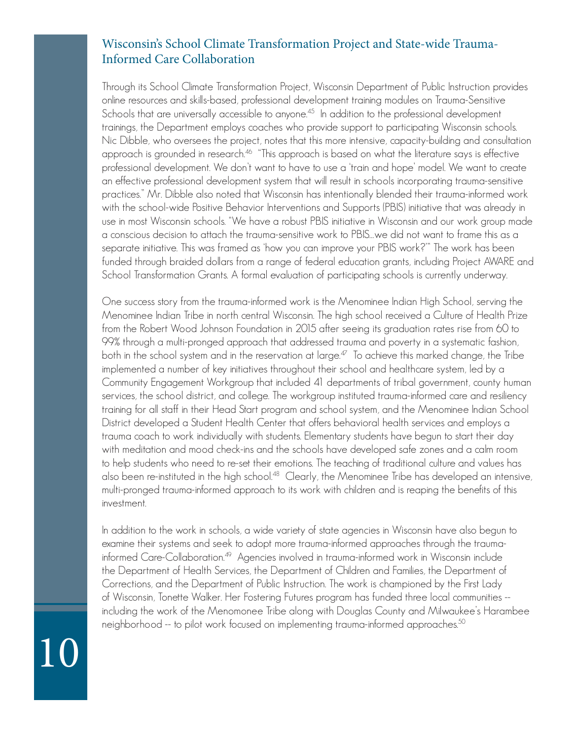## Wisconsin's School Climate Transformation Project and State-wide Trauma-Informed Care Collaboration

Through its School Climate Transformation Project, Wisconsin Department of Public Instruction provides online resources and skills-based, professional development training modules on Trauma-Sensitive Schools that are universally accessible to anyone.[45] In addition to the professional development trainings, the Department employs coaches who provide support to participating Wisconsin schools. Nic Dibble, who oversees the project, notes that this more intensive, capacity-building and consultation approach is grounded in research.[46] "This approach is based on what the literature says is effective professional development. We don't want to have to use a 'train and hope' model. We want to create an effective professional development system that will result in schools incorporating trauma-sensitive practices." Mr. Dibble also noted that Wisconsin has intentionally blended their trauma-informed work with the school-wide Positive Behavior Interventions and Supports (PBIS) initiative that was already in use in most Wisconsin schools. "We have a robust PBIS initiative in Wisconsin and our work group made a conscious decision to attach the trauma-sensitive work to PBIS...we did not want to frame this as a separate initiative. This was framed as 'how you can improve your PBIS work?'" The work has been funded through braided dollars from a range of federal education grants, including Project AWARE and School Transformation Grants. A formal evaluation of participating schools is currently underway.

One success story from the trauma-informed work is the Menominee Indian High School, serving the Menominee Indian Tribe in north central Wisconsin. The high school received a Culture of Health Prize from the Robert Wood Johnson Foundation in 2015 after seeing its graduation rates rise from 60 to 99% through a multi-pronged approach that addressed trauma and poverty in a systematic fashion, both in the school system and in the reservation at large.[47] To achieve this marked change, the Tribe implemented a number of key initiatives throughout their school and healthcare system, led by a Community Engagement Workgroup that included 41 departments of tribal government, county human services, the school district, and college. The workgroup instituted trauma-informed care and resiliency training for all staff in their Head Start program and school system, and the Menominee Indian School District developed a Student Health Center that offers behavioral health services and employs a trauma coach to work individually with students. Elementary students have begun to start their day with meditation and mood check-ins and the schools have developed safe zones and a calm room to help students who need to re-set their emotions. The teaching of traditional culture and values has also been re-instituted in the high school.[48] Clearly, the Menominee Tribe has developed an intensive, multi-pronged trauma-informed approach to its work with children and is reaping the benefits of this investment.

In addition to the work in schools, a wide variety of state agencies in Wisconsin have also begun to examine their systems and seek to adopt more trauma-informed approaches through the trauma-informed Care-Collaboration.[49] Agencies involved in trauma-informed work in Wisconsin include the Department of Health Services, the Department of Children and Families, the Department of Corrections, and the Department of Public Instruction. The work is championed by the First Lady of Wisconsin, Tonette Walker. Her Fostering Futures program has funded three local communities -- including the work of the Menomonee Tribe along with Douglas County and Milwaukee's Harambee neighborhood -- to pilot work focused on implementing trauma-informed approaches.[50]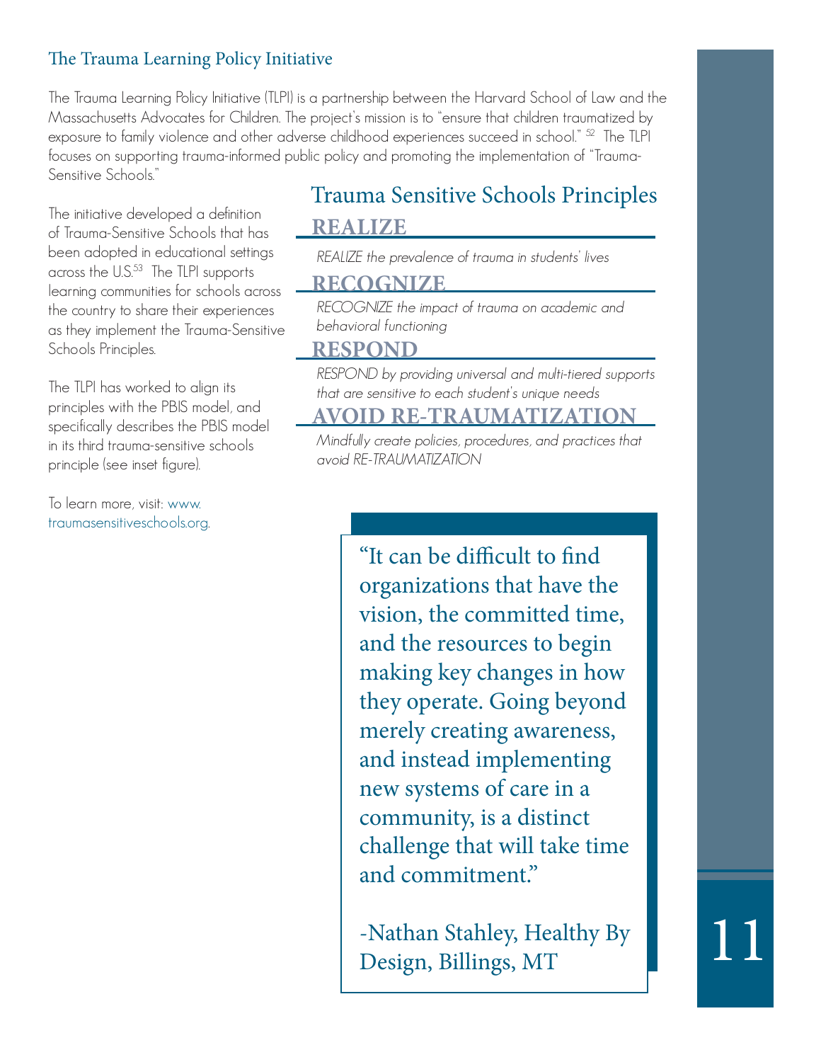## The Trauma Learning Policy Initiative

The Trauma Learning Policy Initiative (TLPI) is a partnership between the Harvard School of Law and the Massachusetts Advocates for Children. The project's mission is to "ensure that children traumatized by exposure to family violence and other adverse childhood experiences succeed in school." [52] The TLPI focuses on supporting trauma-informed public policy and promoting the implementation of "Trauma-Sensitive Schools."

The initiative developed a definition of Trauma-Sensitive Schools that has been adopted in educational settings across the U.S.[53] The TLPI supports learning communities for schools across the country to share their experiences as they implement the Trauma-Sensitive Schools Principles.

The TLPI has worked to align its principles with the PBIS model, and specifically describes the PBIS model in its third trauma-sensitive schools principle (see inset figure).

To learn more, visit: www.traumasensitiveschools.org.

### Trauma Sensitive Schools Principles

**REALIZE**

*REALIZE the prevalence of trauma in students' lives*

**RECOGNIZE**

*RECOGNIZE the impact of trauma on academic and behavioral functioning*

**RESPOND**

*RESPOND by providing universal and multi-tiered supports that are sensitive to each student's unique needs*

**AVOID RE-TRAUMATIZATION**

*Mindfully create policies, procedures, and practices that avoid RE-TRAUMATIZATION*

> "It can be difficult to find organizations that have the vision, the committed time, and the resources to begin making key changes in how they operate. Going beyond merely creating awareness, and instead implementing new systems of care in a community, is a distinct challenge that will take time and commitment."
>
> -Nathan Stahley, Healthy By Design, Billings, MT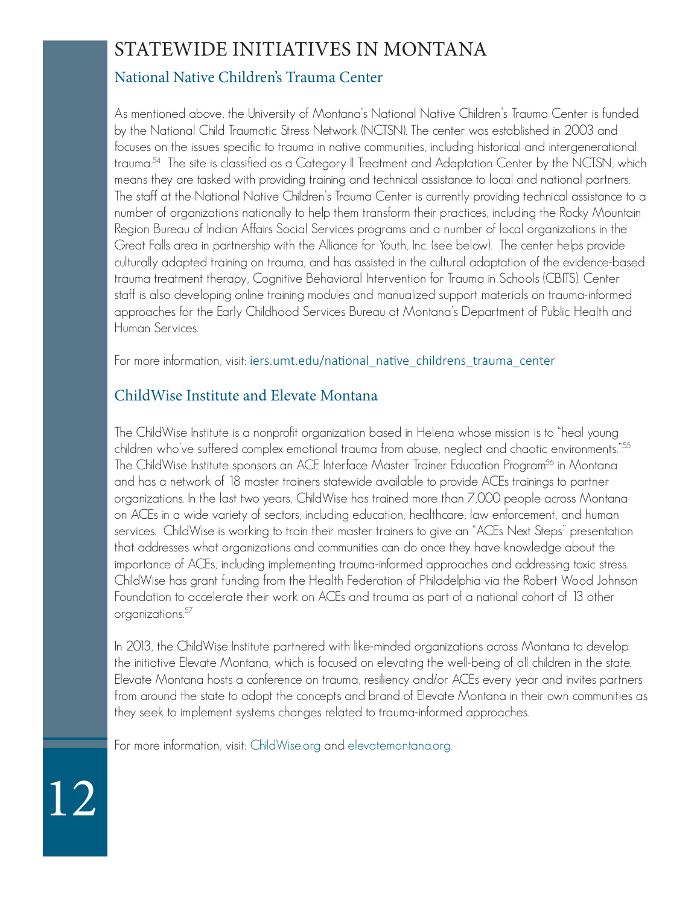# STATEWIDE INITIATIVES IN MONTANA

## National Native Children's Trauma Center

As mentioned above, the University of Montana's National Native Children's Trauma Center is funded by the National Child Traumatic Stress Network (NCTSN). The center was established in 2003 and focuses on the issues specific to trauma in native communities, including historical and intergenerational trauma.[54] The site is classified as a Category II Treatment and Adaptation Center by the NCTSN, which means they are tasked with providing training and technical assistance to local and national partners. The staff at the National Native Children's Trauma Center is currently providing technical assistance to a number of organizations nationally to help them transform their practices, including the Rocky Mountain Region Bureau of Indian Affairs Social Services programs and a number of local organizations in the Great Falls area in partnership with the Alliance for Youth, Inc. (see below). The center helps provide culturally adapted training on trauma, and has assisted in the cultural adaptation of the evidence-based trauma treatment therapy, Cognitive Behavioral Intervention for Trauma in Schools (CBITS). Center staff is also developing online training modules and manualized support materials on trauma-informed approaches for the Early Childhood Services Bureau at Montana's Department of Public Health and Human Services.

For more information, visit: iers.umt.edu/national_native_childrens_trauma_center

## ChildWise Institute and Elevate Montana

The ChildWise Institute is a nonprofit organization based in Helena whose mission is to "heal young children who've suffered complex emotional trauma from abuse, neglect and chaotic environments."[55] The ChildWise Institute sponsors an ACE Interface Master Trainer Education Program[56] in Montana and has a network of 18 master trainers statewide available to provide ACEs trainings to partner organizations. In the last two years, ChildWise has trained more than 7,000 people across Montana on ACEs in a wide variety of sectors, including education, healthcare, law enforcement, and human services. ChildWise is working to train their master trainers to give an "ACEs Next Steps" presentation that addresses what organizations and communities can do once they have knowledge about the importance of ACEs, including implementing trauma-informed approaches and addressing toxic stress. ChildWise has grant funding from the Health Federation of Philadelphia via the Robert Wood Johnson Foundation to accelerate their work on ACEs and trauma as part of a national cohort of 13 other organizations.[57]

In 2013, the ChildWise Institute partnered with like-minded organizations across Montana to develop the initiative Elevate Montana, which is focused on elevating the well-being of all children in the state. Elevate Montana hosts a conference on trauma, resiliency and/or ACEs every year and invites partners from around the state to adopt the concepts and brand of Elevate Montana in their own communities as they seek to implement systems changes related to trauma-informed approaches.

For more information, visit: ChildWise.org and elevatemontana.org.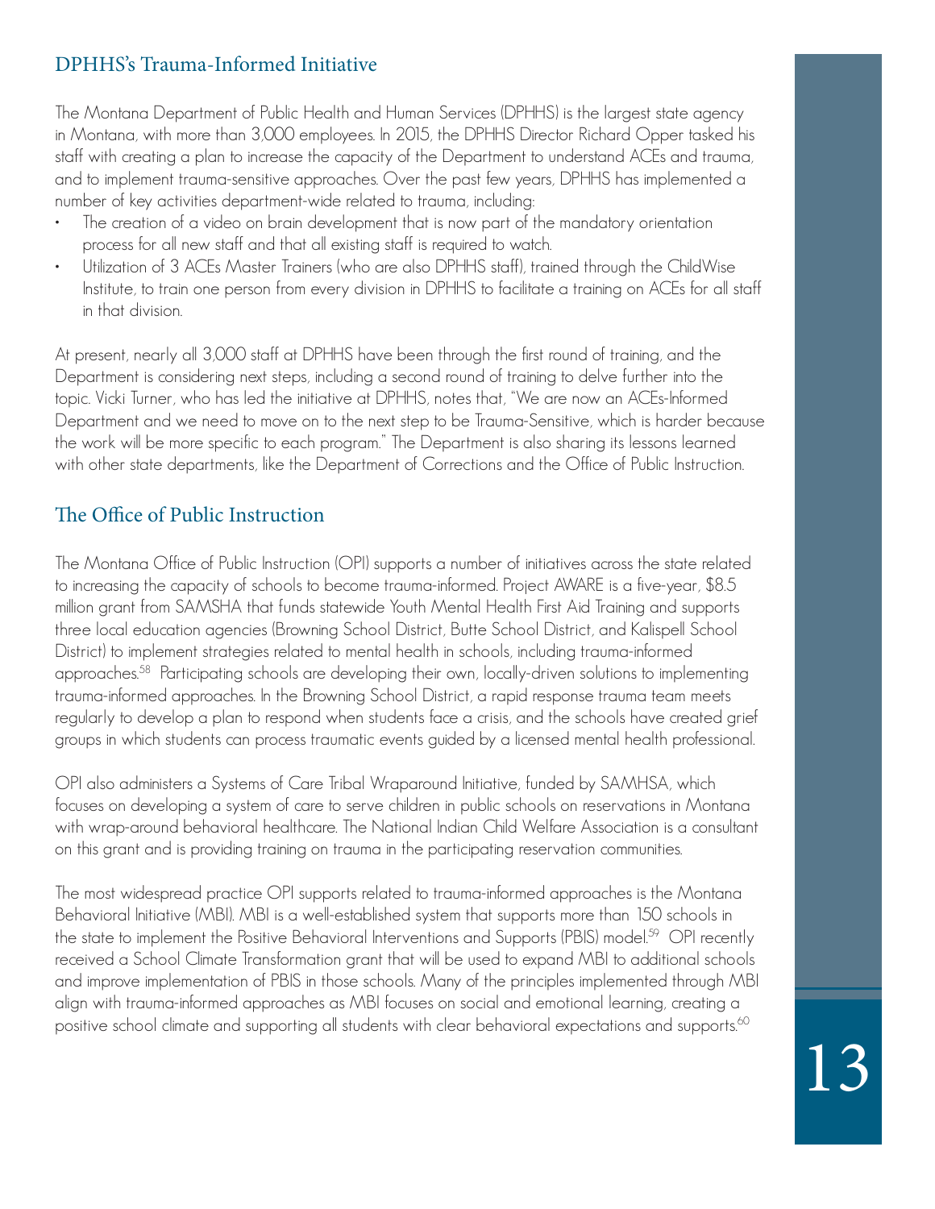## DPHHS's Trauma-Informed Initiative

The Montana Department of Public Health and Human Services (DPHHS) is the largest state agency in Montana, with more than 3,000 employees. In 2015, the DPHHS Director Richard Opper tasked his staff with creating a plan to increase the capacity of the Department to understand ACEs and trauma, and to implement trauma-sensitive approaches. Over the past few years, DPHHS has implemented a number of key activities department-wide related to trauma, including:

- The creation of a video on brain development that is now part of the mandatory orientation process for all new staff and that all existing staff is required to watch.
- Utilization of 3 ACEs Master Trainers (who are also DPHHS staff), trained through the ChildWise Institute, to train one person from every division in DPHHS to facilitate a training on ACEs for all staff in that division.

At present, nearly all 3,000 staff at DPHHS have been through the first round of training, and the Department is considering next steps, including a second round of training to delve further into the topic. Vicki Turner, who has led the initiative at DPHHS, notes that, "We are now an ACEs-Informed Department and we need to move on to the next step to be Trauma-Sensitive, which is harder because the work will be more specific to each program." The Department is also sharing its lessons learned with other state departments, like the Department of Corrections and the Office of Public Instruction.

## The Office of Public Instruction

The Montana Office of Public Instruction (OPI) supports a number of initiatives across the state related to increasing the capacity of schools to become trauma-informed. Project AWARE is a five-year, $8.5 million grant from SAMSHA that funds statewide Youth Mental Health First Aid Training and supports three local education agencies (Browning School District, Butte School District, and Kalispell School District) to implement strategies related to mental health in schools, including trauma-informed approaches.[58] Participating schools are developing their own, locally-driven solutions to implementing trauma-informed approaches. In the Browning School District, a rapid response trauma team meets regularly to develop a plan to respond when students face a crisis, and the schools have created grief groups in which students can process traumatic events guided by a licensed mental health professional.

OPI also administers a Systems of Care Tribal Wraparound Initiative, funded by SAMHSA, which focuses on developing a system of care to serve children in public schools on reservations in Montana with wrap-around behavioral healthcare. The National Indian Child Welfare Association is a consultant on this grant and is providing training on trauma in the participating reservation communities.

The most widespread practice OPI supports related to trauma-informed approaches is the Montana Behavioral Initiative (MBI). MBI is a well-established system that supports more than 150 schools in the state to implement the Positive Behavioral Interventions and Supports (PBIS) model.[59] OPI recently received a School Climate Transformation grant that will be used to expand MBI to additional schools and improve implementation of PBIS in those schools. Many of the principles implemented through MBI align with trauma-informed approaches as MBI focuses on social and emotional learning, creating a positive school climate and supporting all students with clear behavioral expectations and supports.[60]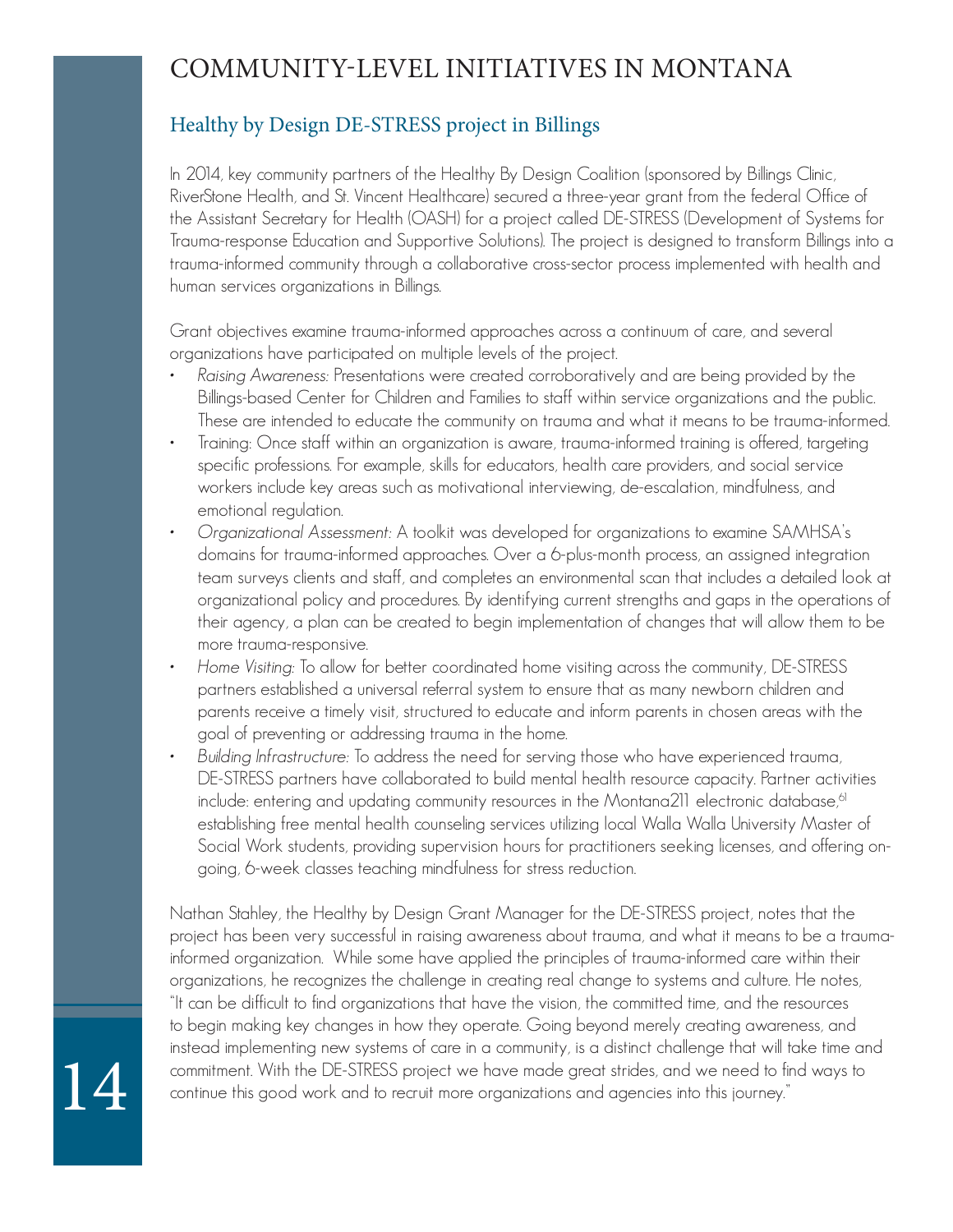# COMMUNITY-LEVEL INITIATIVES IN MONTANA

## Healthy by Design DE-STRESS project in Billings

In 2014, key community partners of the Healthy By Design Coalition (sponsored by Billings Clinic, RiverStone Health, and St. Vincent Healthcare) secured a three-year grant from the federal Office of the Assistant Secretary for Health (OASH) for a project called DE-STRESS (Development of Systems for Trauma-response Education and Supportive Solutions). The project is designed to transform Billings into a trauma-informed community through a collaborative cross-sector process implemented with health and human services organizations in Billings.

Grant objectives examine trauma-informed approaches across a continuum of care, and several organizations have participated on multiple levels of the project.

- *Raising Awareness:* Presentations were created corroboratively and are being provided by the Billings-based Center for Children and Families to staff within service organizations and the public. These are intended to educate the community on trauma and what it means to be trauma-informed.
- Training: Once staff within an organization is aware, trauma-informed training is offered, targeting specific professions. For example, skills for educators, health care providers, and social service workers include key areas such as motivational interviewing, de-escalation, mindfulness, and emotional regulation.
- *Organizational Assessment:* A toolkit was developed for organizations to examine SAMHSA's domains for trauma-informed approaches. Over a 6-plus-month process, an assigned integration team surveys clients and staff, and completes an environmental scan that includes a detailed look at organizational policy and procedures. By identifying current strengths and gaps in the operations of their agency, a plan can be created to begin implementation of changes that will allow them to be more trauma-responsive.
- *Home Visiting:* To allow for better coordinated home visiting across the community, DE-STRESS partners established a universal referral system to ensure that as many newborn children and parents receive a timely visit, structured to educate and inform parents in chosen areas with the goal of preventing or addressing trauma in the home.
- *Building Infrastructure:* To address the need for serving those who have experienced trauma, DE-STRESS partners have collaborated to build mental health resource capacity. Partner activities include: entering and updating community resources in the Montana211 electronic database,[61] establishing free mental health counseling services utilizing local Walla Walla University Master of Social Work students, providing supervision hours for practitioners seeking licenses, and offering on-going, 6-week classes teaching mindfulness for stress reduction.

Nathan Stahley, the Healthy by Design Grant Manager for the DE-STRESS project, notes that the project has been very successful in raising awareness about trauma, and what it means to be a trauma-informed organization. While some have applied the principles of trauma-informed care within their organizations, he recognizes the challenge in creating real change to systems and culture. He notes, "It can be difficult to find organizations that have the vision, the committed time, and the resources to begin making key changes in how they operate. Going beyond merely creating awareness, and instead implementing new systems of care in a community, is a distinct challenge that will take time and commitment. With the DE-STRESS project we have made great strides, and we need to find ways to continue this good work and to recruit more organizations and agencies into this journey."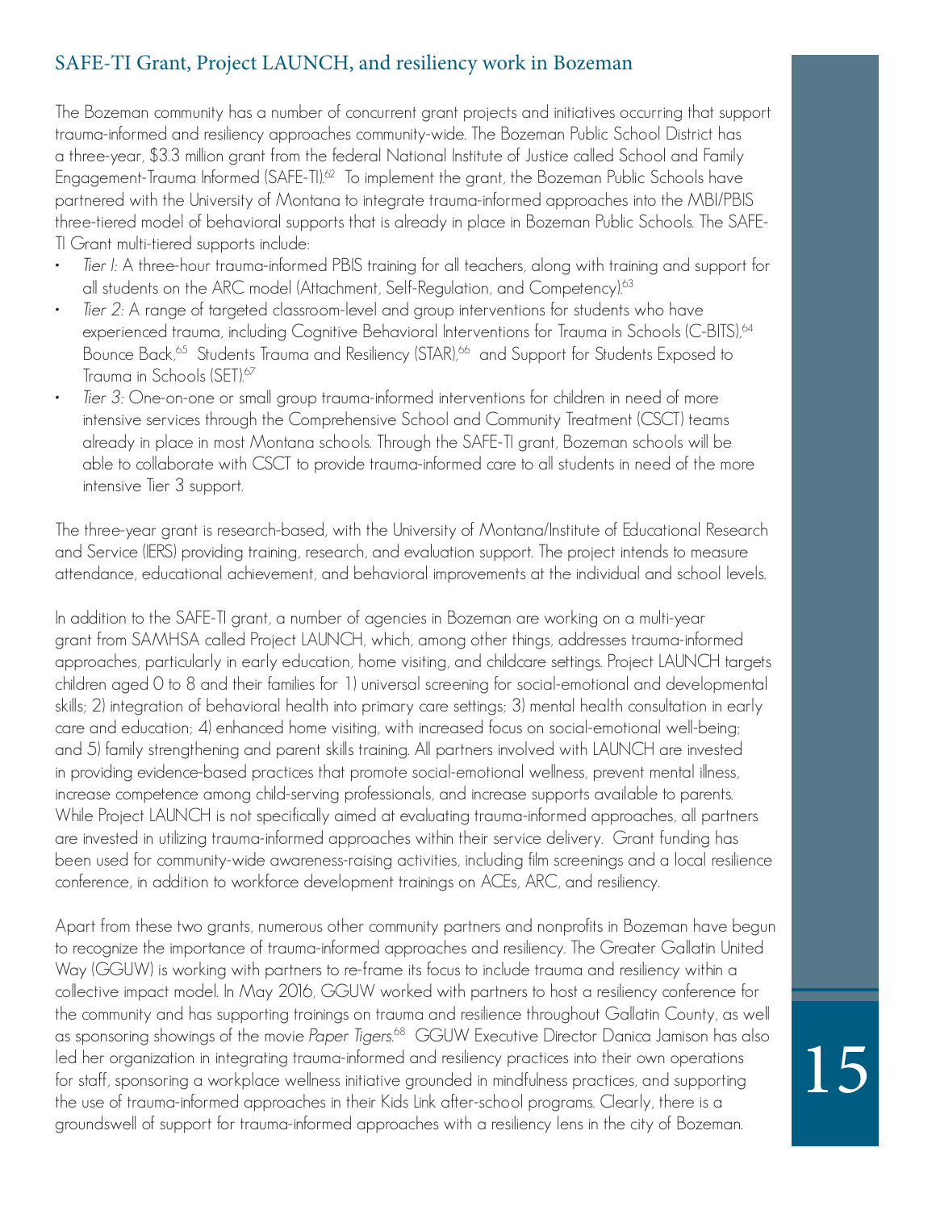## SAFE-TI Grant, Project LAUNCH, and resiliency work in Bozeman

The Bozeman community has a number of concurrent grant projects and initiatives occurring that support trauma-informed and resiliency approaches community-wide. The Bozeman Public School District has a three-year, $3.3 million grant from the federal National Institute of Justice called School and Family Engagement-Trauma Informed (SAFE-TI).[62] To implement the grant, the Bozeman Public Schools have partnered with the University of Montana to integrate trauma-informed approaches into the MBI/PBIS three-tiered model of behavioral supports that is already in place in Bozeman Public Schools. The SAFE-TI Grant multi-tiered supports include:

- *Tier I:* A three-hour trauma-informed PBIS training for all teachers, along with training and support for all students on the ARC model (Attachment, Self-Regulation, and Competency).[63]
- *Tier 2:* A range of targeted classroom-level and group interventions for students who have experienced trauma, including Cognitive Behavioral Interventions for Trauma in Schools (C-BITS),[64] Bounce Back,[65] Students Trauma and Resiliency (STAR),[66] and Support for Students Exposed to Trauma in Schools (SET).[67]
- *Tier 3:* One-on-one or small group trauma-informed interventions for children in need of more intensive services through the Comprehensive School and Community Treatment (CSCT) teams already in place in most Montana schools. Through the SAFE-TI grant, Bozeman schools will be able to collaborate with CSCT to provide trauma-informed care to all students in need of the more intensive Tier 3 support.

The three-year grant is research-based, with the University of Montana/Institute of Educational Research and Service (IERS) providing training, research, and evaluation support. The project intends to measure attendance, educational achievement, and behavioral improvements at the individual and school levels.

In addition to the SAFE-TI grant, a number of agencies in Bozeman are working on a multi-year grant from SAMHSA called Project LAUNCH, which, among other things, addresses trauma-informed approaches, particularly in early education, home visiting, and childcare settings. Project LAUNCH targets children aged 0 to 8 and their families for 1) universal screening for social-emotional and developmental skills; 2) integration of behavioral health into primary care settings; 3) mental health consultation in early care and education; 4) enhanced home visiting, with increased focus on social-emotional well-being; and 5) family strengthening and parent skills training. All partners involved with LAUNCH are invested in providing evidence-based practices that promote social-emotional wellness, prevent mental illness, increase competence among child-serving professionals, and increase supports available to parents. While Project LAUNCH is not specifically aimed at evaluating trauma-informed approaches, all partners are invested in utilizing trauma-informed approaches within their service delivery. Grant funding has been used for community-wide awareness-raising activities, including film screenings and a local resilience conference, in addition to workforce development trainings on ACEs, ARC, and resiliency.

Apart from these two grants, numerous other community partners and nonprofits in Bozeman have begun to recognize the importance of trauma-informed approaches and resiliency. The Greater Gallatin United Way (GGUW) is working with partners to re-frame its focus to include trauma and resiliency within a collective impact model. In May 2016, GGUW worked with partners to host a resiliency conference for the community and has supporting trainings on trauma and resilience throughout Gallatin County, as well as sponsoring showings of the movie *Paper Tigers*.[68] GGUW Executive Director Danica Jamison has also led her organization in integrating trauma-informed and resiliency practices into their own operations for staff, sponsoring a workplace wellness initiative grounded in mindfulness practices, and supporting the use of trauma-informed approaches in their Kids Link after-school programs. Clearly, there is a groundswell of support for trauma-informed approaches with a resiliency lens in the city of Bozeman.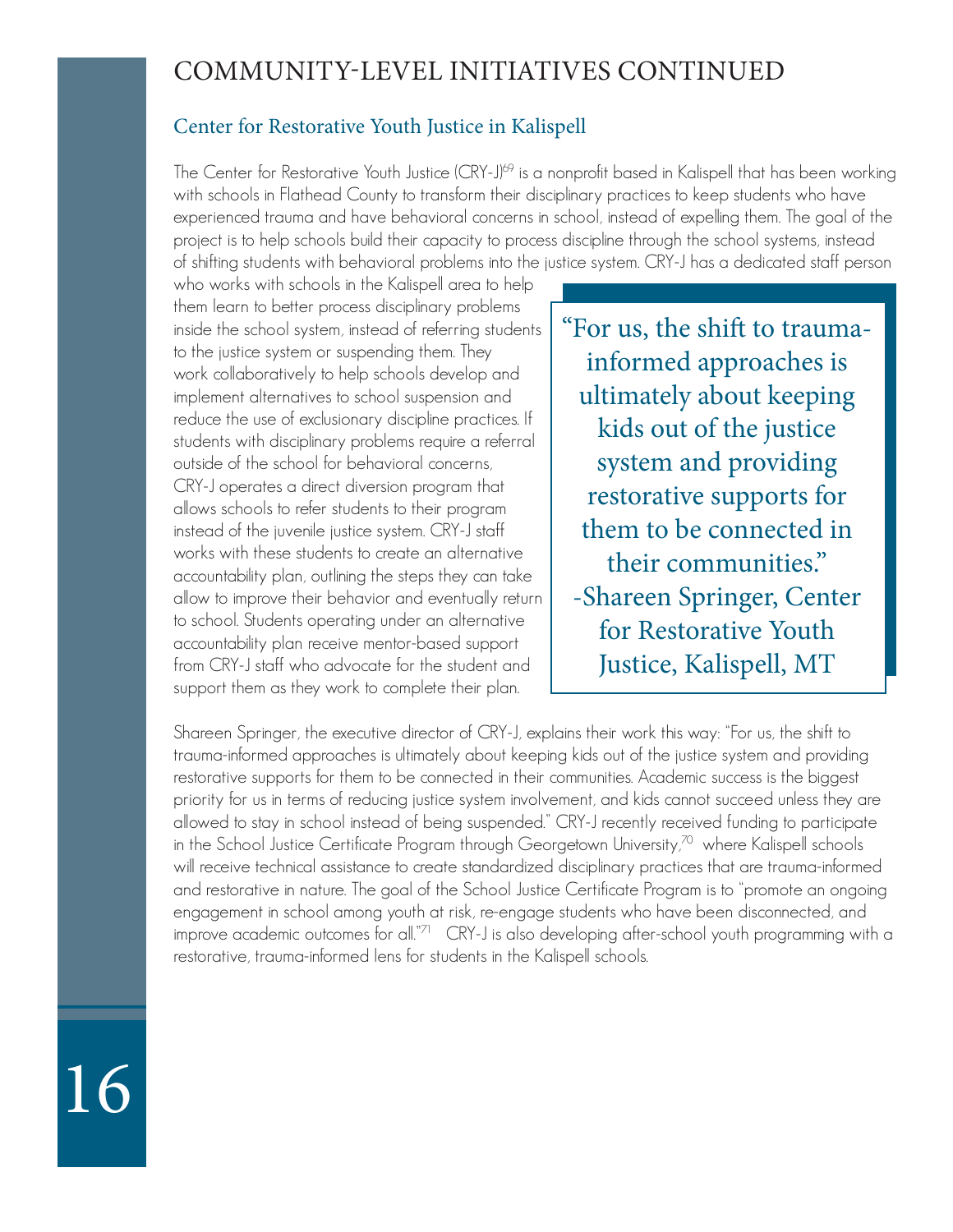# COMMUNITY-LEVEL INITIATIVES CONTINUED

## Center for Restorative Youth Justice in Kalispell

The Center for Restorative Youth Justice (CRY-J)[69] is a nonprofit based in Kalispell that has been working with schools in Flathead County to transform their disciplinary practices to keep students who have experienced trauma and have behavioral concerns in school, instead of expelling them. The goal of the project is to help schools build their capacity to process discipline through the school systems, instead of shifting students with behavioral problems into the justice system. CRY-J has a dedicated staff person who works with schools in the Kalispell area to help them learn to better process disciplinary problems inside the school system, instead of referring students to the justice system or suspending them. They work collaboratively to help schools develop and implement alternatives to school suspension and reduce the use of exclusionary discipline practices. If students with disciplinary problems require a referral outside of the school for behavioral concerns, CRY-J operates a direct diversion program that allows schools to refer students to their program instead of the juvenile justice system. CRY-J staff works with these students to create an alternative accountability plan, outlining the steps they can take allow to improve their behavior and eventually return to school. Students operating under an alternative accountability plan receive mentor-based support from CRY-J staff who advocate for the student and support them as they work to complete their plan.

> "For us, the shift to trauma-informed approaches is ultimately about keeping kids out of the justice system and providing restorative supports for them to be connected in their communities."
> -Shareen Springer, Center for Restorative Youth Justice, Kalispell, MT

Shareen Springer, the executive director of CRY-J, explains their work this way: "For us, the shift to trauma-informed approaches is ultimately about keeping kids out of the justice system and providing restorative supports for them to be connected in their communities. Academic success is the biggest priority for us in terms of reducing justice system involvement, and kids cannot succeed unless they are allowed to stay in school instead of being suspended." CRY-J recently received funding to participate in the School Justice Certificate Program through Georgetown University,[70] where Kalispell schools will receive technical assistance to create standardized disciplinary practices that are trauma-informed and restorative in nature. The goal of the School Justice Certificate Program is to "promote an ongoing engagement in school among youth at risk, re-engage students who have been disconnected, and improve academic outcomes for all."[71] CRY-J is also developing after-school youth programming with a restorative, trauma-informed lens for students in the Kalispell schools.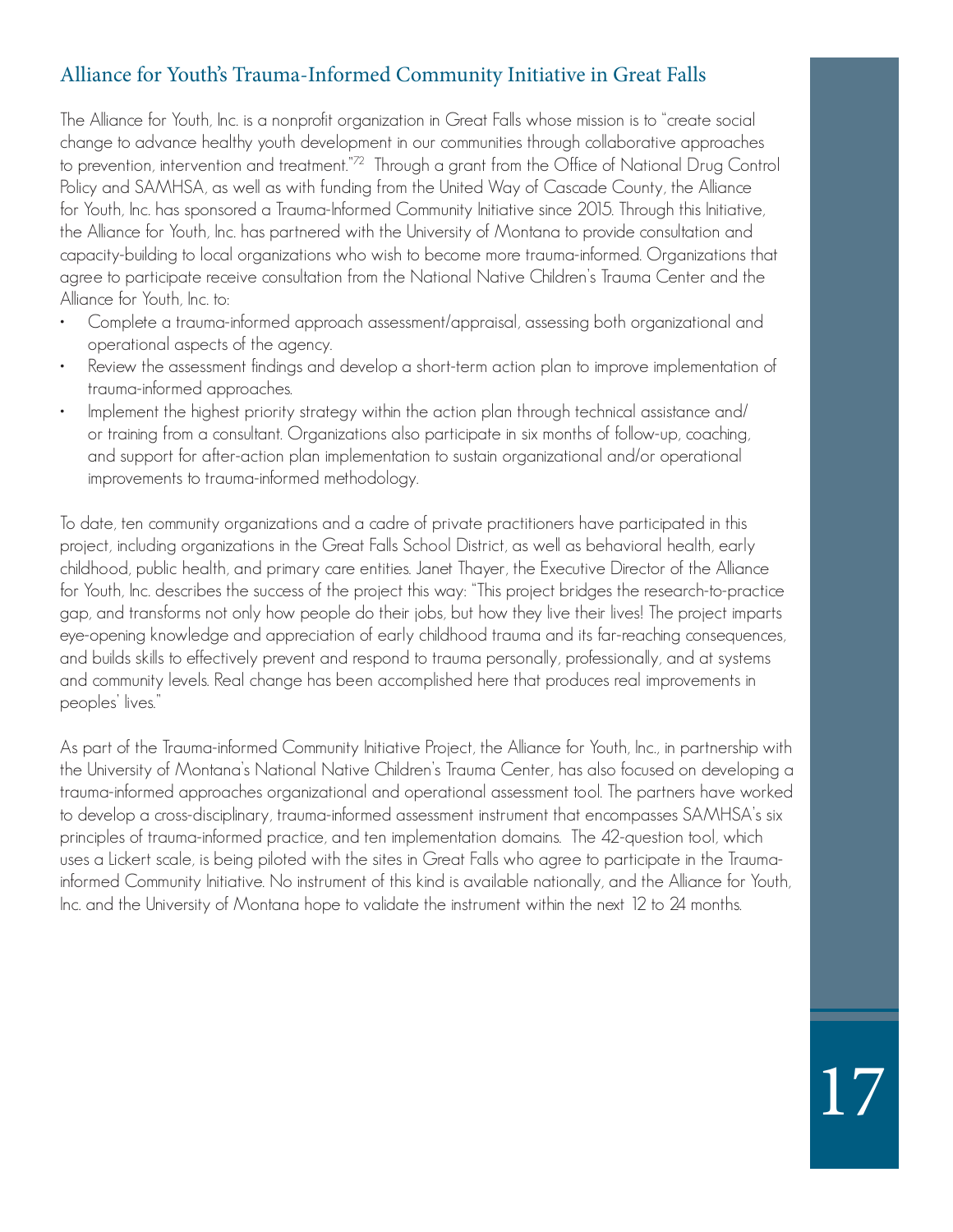## Alliance for Youth's Trauma-Informed Community Initiative in Great Falls

The Alliance for Youth, Inc. is a nonprofit organization in Great Falls whose mission is to "create social change to advance healthy youth development in our communities through collaborative approaches to prevention, intervention and treatment."[72] Through a grant from the Office of National Drug Control Policy and SAMHSA, as well as with funding from the United Way of Cascade County, the Alliance for Youth, Inc. has sponsored a Trauma-Informed Community Initiative since 2015. Through this Initiative, the Alliance for Youth, Inc. has partnered with the University of Montana to provide consultation and capacity-building to local organizations who wish to become more trauma-informed. Organizations that agree to participate receive consultation from the National Native Children's Trauma Center and the Alliance for Youth, Inc. to:

- Complete a trauma-informed approach assessment/appraisal, assessing both organizational and operational aspects of the agency.
- Review the assessment findings and develop a short-term action plan to improve implementation of trauma-informed approaches.
- Implement the highest priority strategy within the action plan through technical assistance and/or training from a consultant. Organizations also participate in six months of follow-up, coaching, and support for after-action plan implementation to sustain organizational and/or operational improvements to trauma-informed methodology.

To date, ten community organizations and a cadre of private practitioners have participated in this project, including organizations in the Great Falls School District, as well as behavioral health, early childhood, public health, and primary care entities. Janet Thayer, the Executive Director of the Alliance for Youth, Inc. describes the success of the project this way: "This project bridges the research-to-practice gap, and transforms not only how people do their jobs, but how they live their lives! The project imparts eye-opening knowledge and appreciation of early childhood trauma and its far-reaching consequences, and builds skills to effectively prevent and respond to trauma personally, professionally, and at systems and community levels. Real change has been accomplished here that produces real improvements in peoples' lives."

As part of the Trauma-informed Community Initiative Project, the Alliance for Youth, Inc., in partnership with the University of Montana's National Native Children's Trauma Center, has also focused on developing a trauma-informed approaches organizational and operational assessment tool. The partners have worked to develop a cross-disciplinary, trauma-informed assessment instrument that encompasses SAMHSA's six principles of trauma-informed practice, and ten implementation domains. The 42-question tool, which uses a Lickert scale, is being piloted with the sites in Great Falls who agree to participate in the Trauma-informed Community Initiative. No instrument of this kind is available nationally, and the Alliance for Youth, Inc. and the University of Montana hope to validate the instrument within the next 12 to 24 months.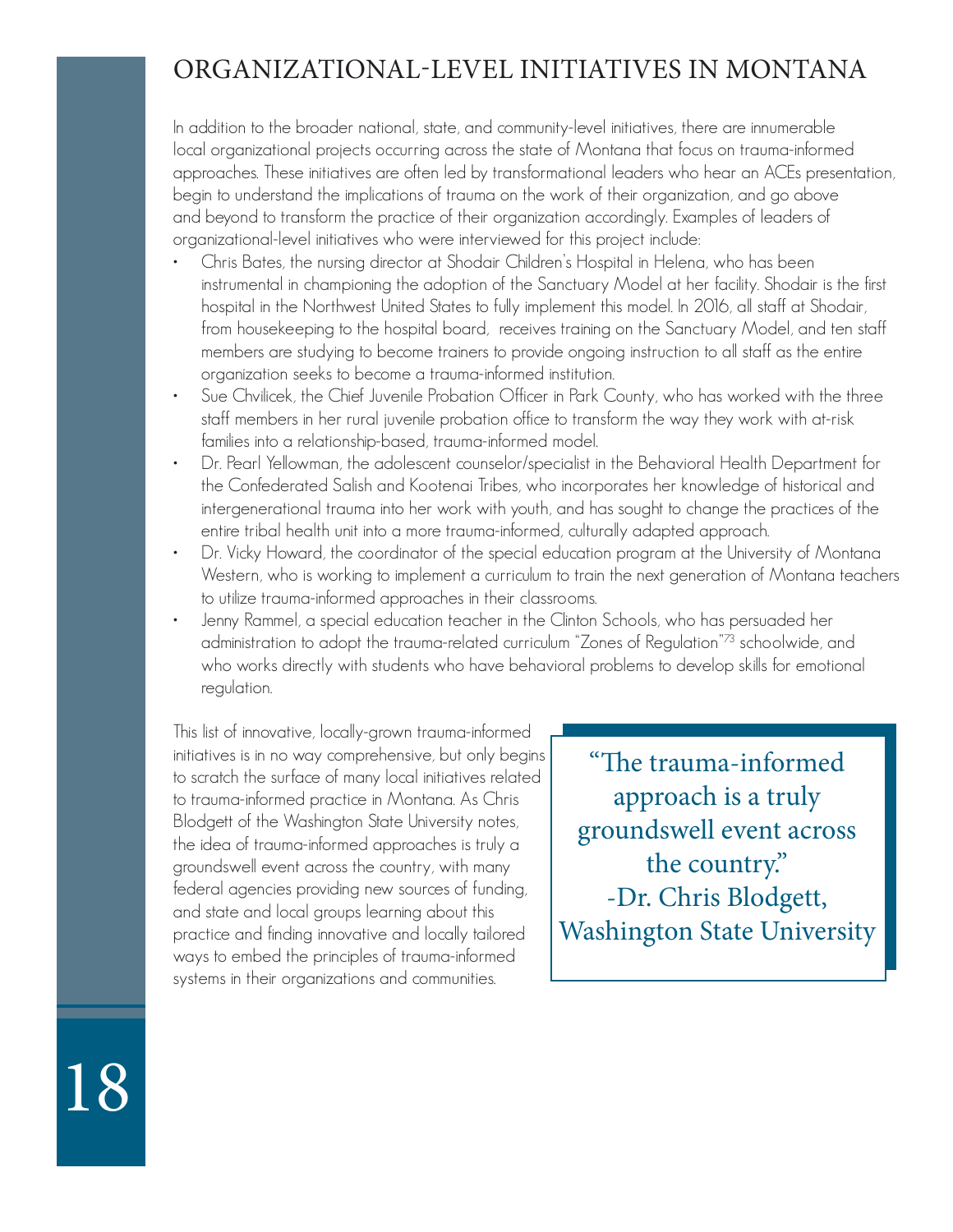# ORGANIZATIONAL-LEVEL INITIATIVES IN MONTANA

In addition to the broader national, state, and community-level initiatives, there are innumerable local organizational projects occurring across the state of Montana that focus on trauma-informed approaches. These initiatives are often led by transformational leaders who hear an ACEs presentation, begin to understand the implications of trauma on the work of their organization, and go above and beyond to transform the practice of their organization accordingly. Examples of leaders of organizational-level initiatives who were interviewed for this project include:

- Chris Bates, the nursing director at Shodair Children's Hospital in Helena, who has been instrumental in championing the adoption of the Sanctuary Model at her facility. Shodair is the first hospital in the Northwest United States to fully implement this model. In 2016, all staff at Shodair, from housekeeping to the hospital board, receives training on the Sanctuary Model, and ten staff members are studying to become trainers to provide ongoing instruction to all staff as the entire organization seeks to become a trauma-informed institution.
- Sue Chvilicek, the Chief Juvenile Probation Officer in Park County, who has worked with the three staff members in her rural juvenile probation office to transform the way they work with at-risk families into a relationship-based, trauma-informed model.
- Dr. Pearl Yellowman, the adolescent counselor/specialist in the Behavioral Health Department for the Confederated Salish and Kootenai Tribes, who incorporates her knowledge of historical and intergenerational trauma into her work with youth, and has sought to change the practices of the entire tribal health unit into a more trauma-informed, culturally adapted approach.
- Dr. Vicky Howard, the coordinator of the special education program at the University of Montana Western, who is working to implement a curriculum to train the next generation of Montana teachers to utilize trauma-informed approaches in their classrooms.
- Jenny Rammel, a special education teacher in the Clinton Schools, who has persuaded her administration to adopt the trauma-related curriculum "Zones of Regulation"[73] schoolwide, and who works directly with students who have behavioral problems to develop skills for emotional regulation.

This list of innovative, locally-grown trauma-informed initiatives is in no way comprehensive, but only begins to scratch the surface of many local initiatives related to trauma-informed practice in Montana. As Chris Blodgett of the Washington State University notes, the idea of trauma-informed approaches is truly a groundswell event across the country, with many federal agencies providing new sources of funding, and state and local groups learning about this practice and finding innovative and locally tailored ways to embed the principles of trauma-informed systems in their organizations and communities.

> "The trauma-informed approach is a truly groundswell event across the country."
> -Dr. Chris Blodgett, Washington State University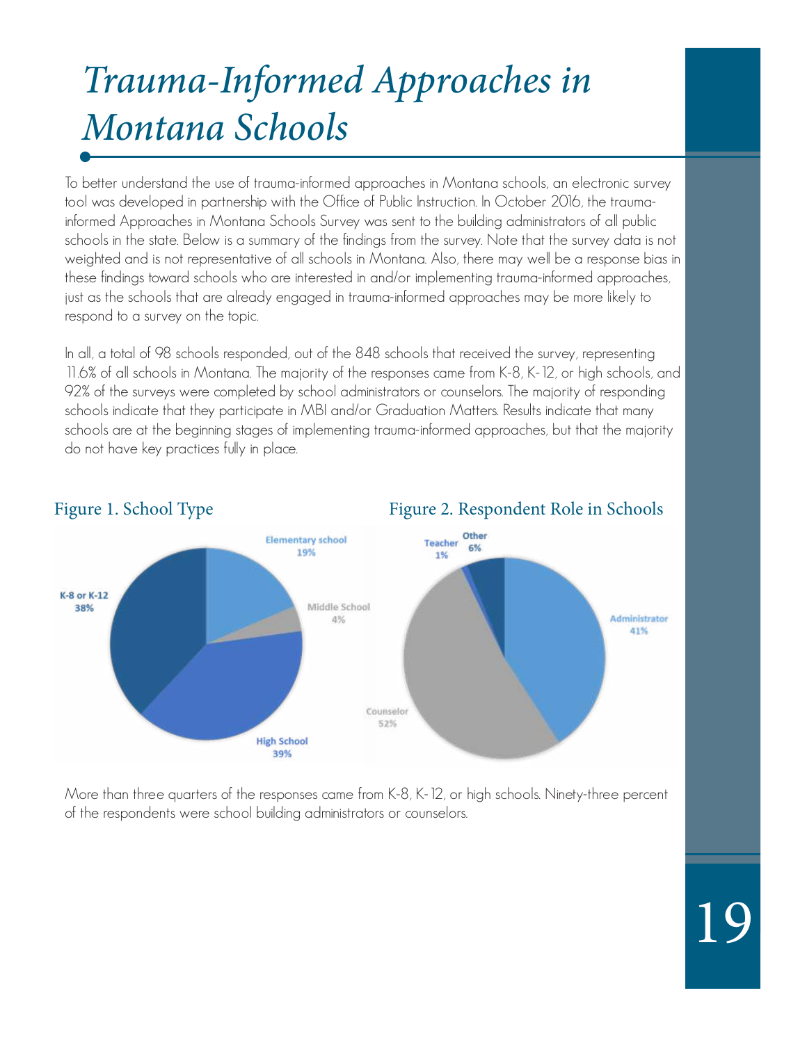# Trauma-Informed Approaches in Montana Schools

To better understand the use of trauma-informed approaches in Montana schools, an electronic survey tool was developed in partnership with the Office of Public Instruction. In October 2016, the trauma-informed Approaches in Montana Schools Survey was sent to the building administrators of all public schools in the state. Below is a summary of the findings from the survey. Note that the survey data is not weighted and is not representative of all schools in Montana. Also, there may well be a response bias in these findings toward schools who are interested in and/or implementing trauma-informed approaches, just as the schools that are already engaged in trauma-informed approaches may be more likely to respond to a survey on the topic.

In all, a total of 98 schools responded, out of the 848 schools that received the survey, representing 11.6% of all schools in Montana. The majority of the responses came from K-8, K-12, or high schools, and 92% of the surveys were completed by school administrators or counselors. The majority of responding schools indicate that they participate in MBI and/or Graduation Matters. Results indicate that many schools are at the beginning stages of implementing trauma-informed approaches, but that the majority do not have key practices fully in place.

## Figure 1. School Type

| School Type | Percent |
| --- | --- |
| Elementary school | 19% |
| Middle School | 4% |
| High School | 39% |
| K-8 or K-12 | 38% |

## Figure 2. Respondent Role in Schools

| Role | Percent |
| --- | --- |
| Administrator | 41% |
| Counselor | 52% |
| Teacher | 1% |
| Other | 6% |

More than three quarters of the responses came from K-8, K-12, or high schools. Ninety-three percent of the respondents were school building administrators or counselors.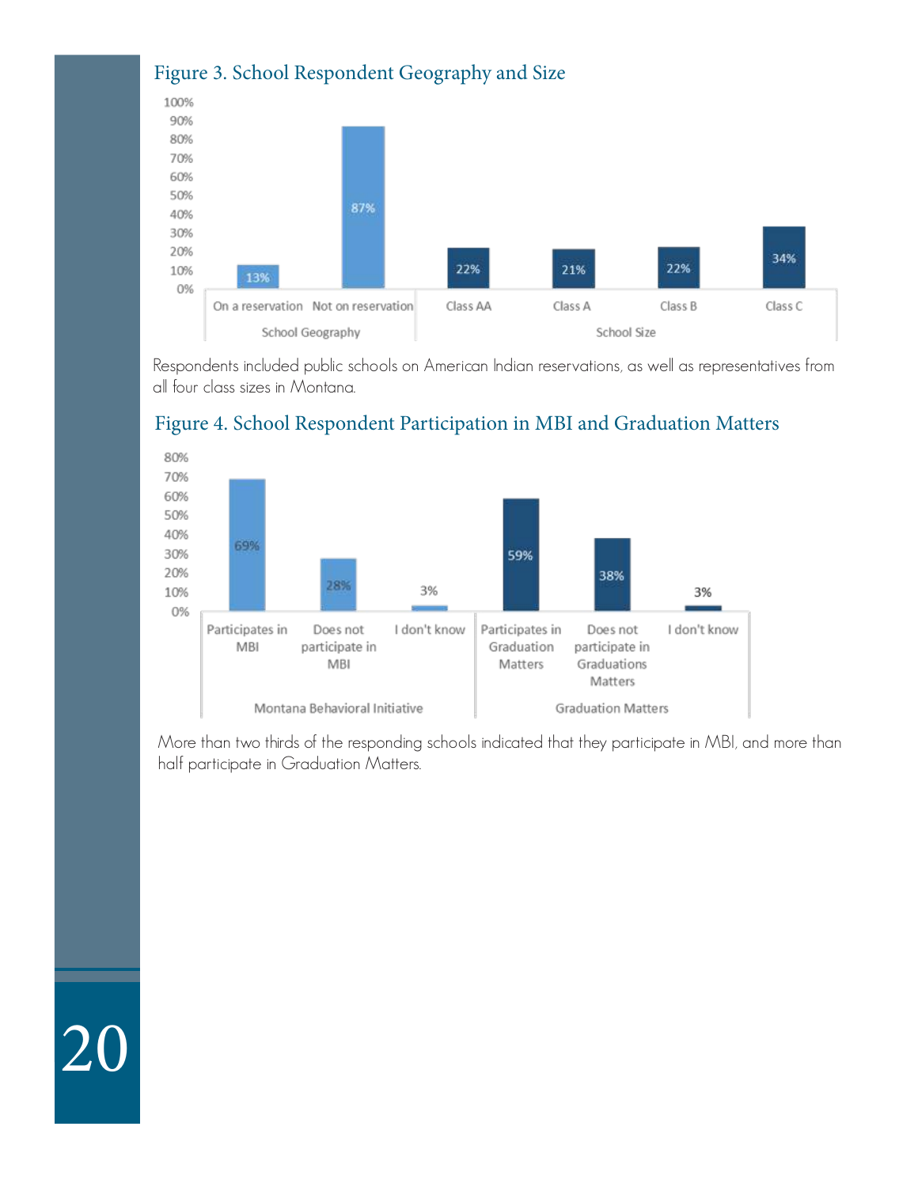## Figure 3. School Respondent Geography and Size

| School Geography | | School Size | | | |
|---|---|---|---|---|---|
| On a reservation | Not on reservation | Class AA | Class A | Class B | Class C |
| 13% | 87% | 22% | 21% | 22% | 34% |

Respondents included public schools on American Indian reservations, as well as representatives from all four class sizes in Montana.

## Figure 4. School Respondent Participation in MBI and Graduation Matters

| Montana Behavioral Initiative | | | Graduation Matters | | |
|---|---|---|---|---|---|
| Participates in MBI | Does not participate in MBI | I don't know | Participates in Graduation Matters | Does not participate in Graduations Matters | I don't know |
| 69% | 28% | 3% | 59% | 38% | 3% |

More than two thirds of the responding schools indicated that they participate in MBI, and more than half participate in Graduation Matters.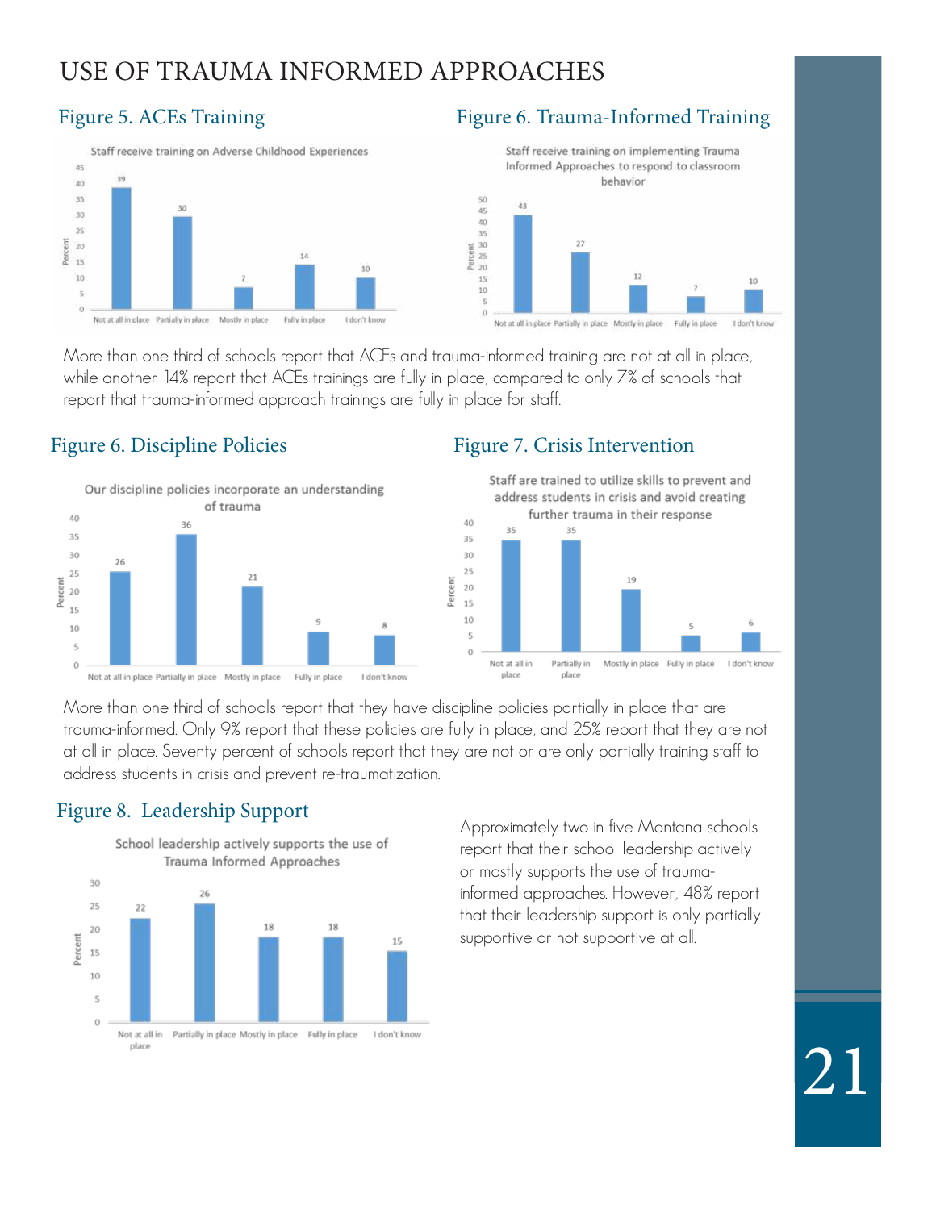# USE OF TRAUMA INFORMED APPROACHES

## Figure 5. ACEs Training

Staff receive training on Adverse Childhood Experiences

| Response | Percent |
|---|---|
| Not at all in place | 39 |
| Partially in place | 30 |
| Mostly in place | 7 |
| Fully in place | 14 |
| I don't know | 10 |

## Figure 6. Trauma-Informed Training

Staff receive training on implementing Trauma Informed Approaches to respond to classroom behavior

| Response | Percent |
|---|---|
| Not at all in place | 43 |
| Partially in place | 27 |
| Mostly in place | 12 |
| Fully in place | 7 |
| I don't know | 10 |

More than one third of schools report that ACEs and trauma-informed training are not at all in place, while another 14% report that ACEs trainings are fully in place, compared to only 7% of schools that report that trauma-informed approach trainings are fully in place for staff.

## Figure 6. Discipline Policies

Our discipline policies incorporate an understanding of trauma

| Response | Percent |
|---|---|
| Not at all in place | 26 |
| Partially in place | 36 |
| Mostly in place | 21 |
| Fully in place | 9 |
| I don't know | 8 |

## Figure 7. Crisis Intervention

Staff are trained to utilize skills to prevent and address students in crisis and avoid creating further trauma in their response

| Response | Percent |
|---|---|
| Not at all in place | 35 |
| Partially in place | 35 |
| Mostly in place | 19 |
| Fully in place | 5 |
| I don't know | 6 |

More than one third of schools report that they have discipline policies partially in place that are trauma-informed. Only 9% report that these policies are fully in place, and 25% report that they are not at all in place. Seventy percent of schools report that they are not or are only partially training staff to address students in crisis and prevent re-traumatization.

## Figure 8. Leadership Support

School leadership actively supports the use of Trauma Informed Approaches

| Response | Percent |
|---|---|
| Not at all in place | 22 |
| Partially in place | 26 |
| Mostly in place | 18 |
| Fully in place | 18 |
| I don't know | 15 |

Approximately two in five Montana schools report that their school leadership actively or mostly supports the use of trauma-informed approaches. However, 48% report that their leadership support is only partially supportive or not supportive at all.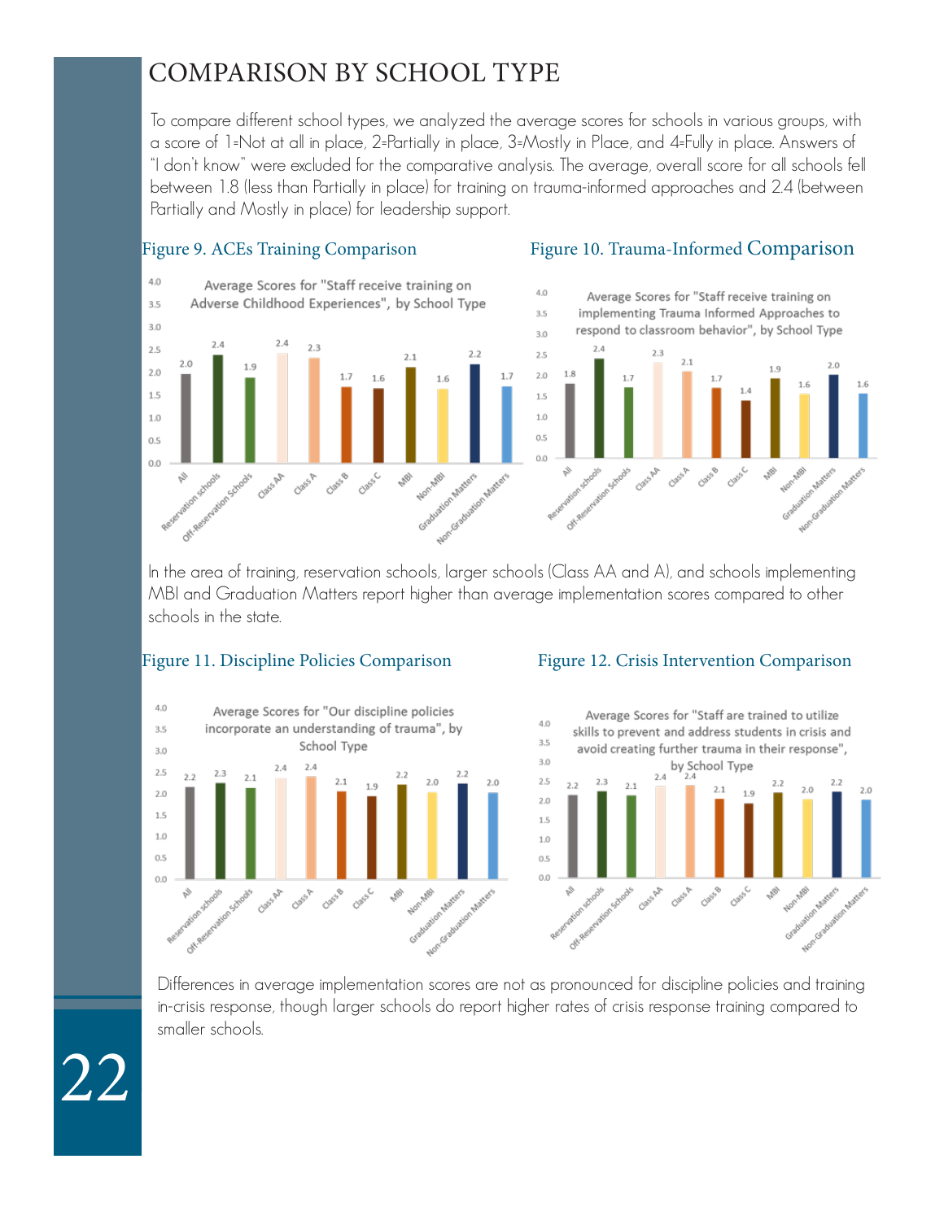# COMPARISON BY SCHOOL TYPE

To compare different school types, we analyzed the average scores for schools in various groups, with a score of 1=Not at all in place, 2=Partially in place, 3=Mostly in Place, and 4=Fully in place. Answers of "I don't know" were excluded for the comparative analysis. The average, overall score for all schools fell between 1.8 (less than Partially in place) for training on trauma-informed approaches and 2.4 (between Partially and Mostly in place) for leadership support.

Figure 9. ACEs Training Comparison

Average Scores for "Staff receive training on Adverse Childhood Experiences", by School Type

| School Type | Score |
|---|---|
| All | 2.0 |
| Reservation schools | 2.4 |
| Off-Reservation Schools | 1.9 |
| Class AA | 2.4 |
| Class A | 2.3 |
| Class B | 1.7 |
| Class C | 1.6 |
| MBI | 2.1 |
| Non-MBI | 1.6 |
| Graduation Matters | 2.2 |
| Non-Graduation Matters | 1.7 |

Figure 10. Trauma-Informed Comparison

Average Scores for "Staff receive training on implementing Trauma Informed Approaches to respond to classroom behavior", by School Type

| School Type | Score |
|---|---|
| All | 1.8 |
| Reservation schools | 2.4 |
| Off-Reservation Schools | 1.7 |
| Class AA | 2.3 |
| Class A | 2.1 |
| Class B | 1.7 |
| Class C | 1.4 |
| MBI | 1.9 |
| Non-MBI | 1.6 |
| Graduation Matters | 2.0 |
| Non-Graduation Matters | 1.6 |

In the area of training, reservation schools, larger schools (Class AA and A), and schools implementing MBI and Graduation Matters report higher than average implementation scores compared to other schools in the state.

Figure 11. Discipline Policies Comparison

Average Scores for "Our discipline policies incorporate an understanding of trauma", by School Type

| School Type | Score |
|---|---|
| All | 2.2 |
| Reservation schools | 2.3 |
| Off-Reservation Schools | 2.1 |
| Class AA | 2.4 |
| Class A | 2.4 |
| Class B | 2.1 |
| Class C | 1.9 |
| MBI | 2.2 |
| Non-MBI | 2.0 |
| Graduation Matters | 2.2 |
| Non-Graduation Matters | 2.0 |

Figure 12. Crisis Intervention Comparison

Average Scores for "Staff are trained to utilize skills to prevent and address students in crisis and avoid creating further trauma in their response", by School Type

| School Type | Score |
|---|---|
| All | 2.2 |
| Reservation schools | 2.3 |
| Off-Reservation Schools | 2.1 |
| Class AA | 2.4 |
| Class A | 2.4 |
| Class B | 2.1 |
| Class C | 1.9 |
| MBI | 2.2 |
| Non-MBI | 2.0 |
| Graduation Matters | 2.2 |
| Non-Graduation Matters | 2.0 |

Differences in average implementation scores are not as pronounced for discipline policies and training in-crisis response, though larger schools do report higher rates of crisis response training compared to smaller schools.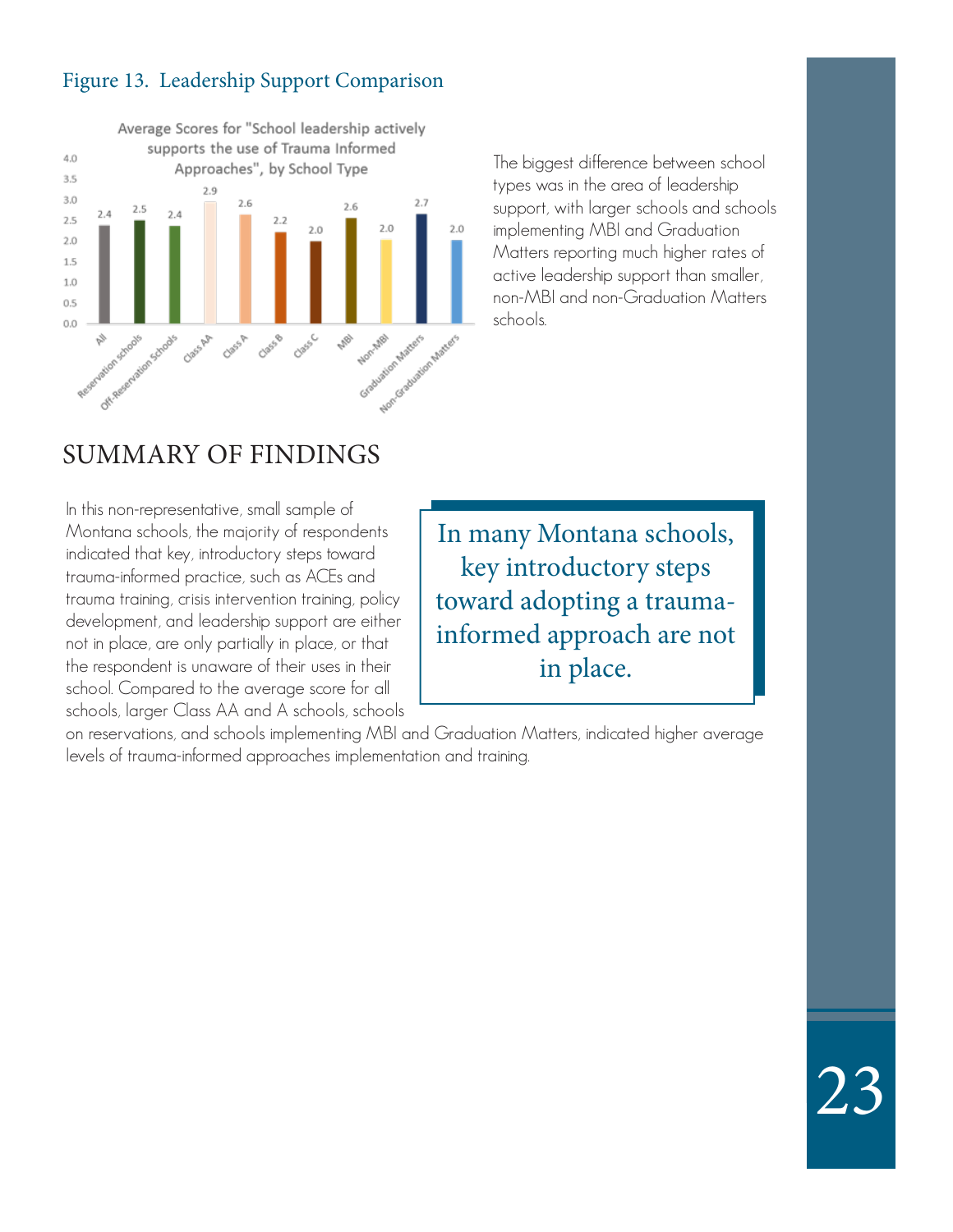Figure 13. Leadership Support Comparison

Average Scores for "School leadership actively supports the use of Trauma Informed Approaches", by School Type

| School Type | Average Score |
| --- | --- |
| All | 2.4 |
| Reservation schools | 2.5 |
| Off-Reservation Schools | 2.4 |
| Class AA | 2.9 |
| Class A | 2.6 |
| Class B | 2.2 |
| Class C | 2.0 |
| MBI | 2.6 |
| Non-MBI | 2.0 |
| Graduation Matters | 2.7 |
| Non-Graduation Matters | 2.0 |

The biggest difference between school types was in the area of leadership support, with larger schools and schools implementing MBI and Graduation Matters reporting much higher rates of active leadership support than smaller, non-MBI and non-Graduation Matters schools.

## SUMMARY OF FINDINGS

In this non-representative, small sample of Montana schools, the majority of respondents indicated that key, introductory steps toward trauma-informed practice, such as ACEs and trauma training, crisis intervention training, policy development, and leadership support are either not in place, are only partially in place, or that the respondent is unaware of their uses in their school. Compared to the average score for all schools, larger Class AA and A schools, schools on reservations, and schools implementing MBI and Graduation Matters, indicated higher average levels of trauma-informed approaches implementation and training.

> In many Montana schools, key introductory steps toward adopting a trauma-informed approach are not in place.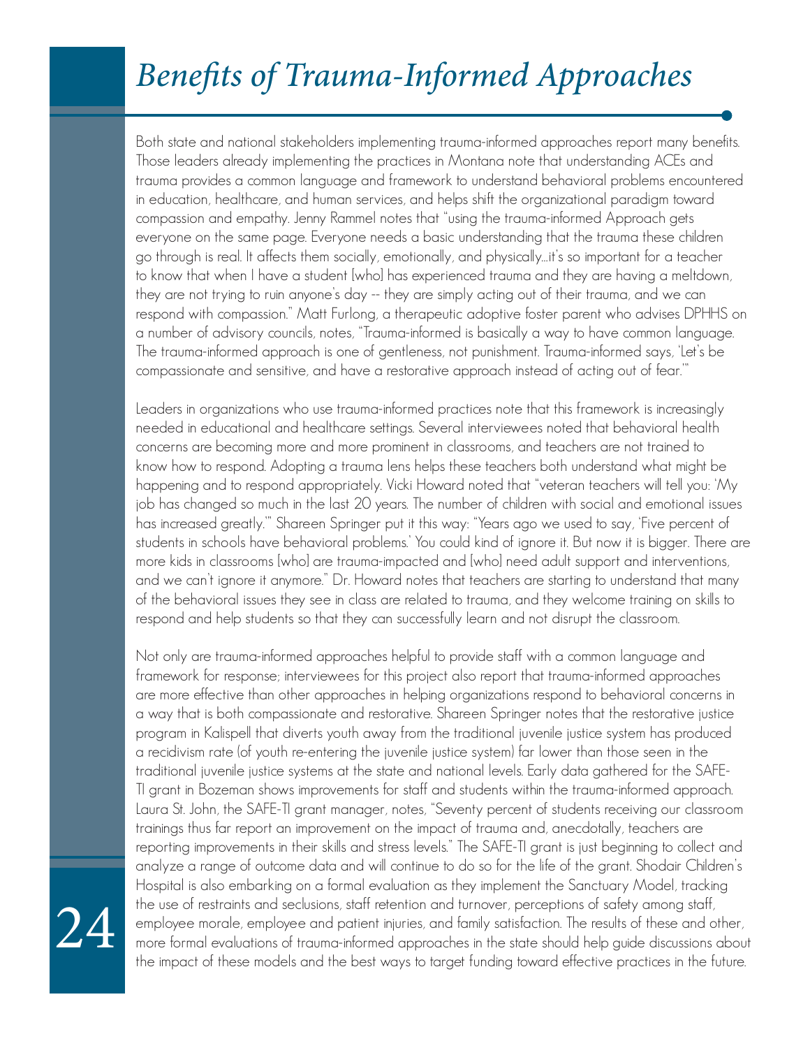# *Benefits of Trauma-Informed Approaches*

Both state and national stakeholders implementing trauma-informed approaches report many benefits. Those leaders already implementing the practices in Montana note that understanding ACEs and trauma provides a common language and framework to understand behavioral problems encountered in education, healthcare, and human services, and helps shift the organizational paradigm toward compassion and empathy. Jenny Rammel notes that "using the trauma-informed Approach gets everyone on the same page. Everyone needs a basic understanding that the trauma these children go through is real. It affects them socially, emotionally, and physically…it's so important for a teacher to know that when I have a student [who] has experienced trauma and they are having a meltdown, they are not trying to ruin anyone's day -- they are simply acting out of their trauma, and we can respond with compassion." Matt Furlong, a therapeutic adoptive foster parent who advises DPHHS on a number of advisory councils, notes, "Trauma-informed is basically a way to have common language. The trauma-informed approach is one of gentleness, not punishment. Trauma-informed says, 'Let's be compassionate and sensitive, and have a restorative approach instead of acting out of fear.'"

Leaders in organizations who use trauma-informed practices note that this framework is increasingly needed in educational and healthcare settings. Several interviewees noted that behavioral health concerns are becoming more and more prominent in classrooms, and teachers are not trained to know how to respond. Adopting a trauma lens helps these teachers both understand what might be happening and to respond appropriately. Vicki Howard noted that "veteran teachers will tell you: 'My job has changed so much in the last 20 years. The number of children with social and emotional issues has increased greatly.'" Shareen Springer put it this way: "Years ago we used to say, 'Five percent of students in schools have behavioral problems.' You could kind of ignore it. But now it is bigger. There are more kids in classrooms [who] are trauma-impacted and [who] need adult support and interventions, and we can't ignore it anymore." Dr. Howard notes that teachers are starting to understand that many of the behavioral issues they see in class are related to trauma, and they welcome training on skills to respond and help students so that they can successfully learn and not disrupt the classroom.

Not only are trauma-informed approaches helpful to provide staff with a common language and framework for response; interviewees for this project also report that trauma-informed approaches are more effective than other approaches in helping organizations respond to behavioral concerns in a way that is both compassionate and restorative. Shareen Springer notes that the restorative justice program in Kalispell that diverts youth away from the traditional juvenile justice system has produced a recidivism rate (of youth re-entering the juvenile justice system) far lower than those seen in the traditional juvenile justice systems at the state and national levels. Early data gathered for the SAFE-TI grant in Bozeman shows improvements for staff and students within the trauma-informed approach. Laura St. John, the SAFE-TI grant manager, notes, "Seventy percent of students receiving our classroom trainings thus far report an improvement on the impact of trauma and, anecdotally, teachers are reporting improvements in their skills and stress levels." The SAFE-TI grant is just beginning to collect and analyze a range of outcome data and will continue to do so for the life of the grant. Shodair Children's Hospital is also embarking on a formal evaluation as they implement the Sanctuary Model, tracking the use of restraints and seclusions, staff retention and turnover, perceptions of safety among staff, employee morale, employee and patient injuries, and family satisfaction. The results of these and other, more formal evaluations of trauma-informed approaches in the state should help guide discussions about the impact of these models and the best ways to target funding toward effective practices in the future.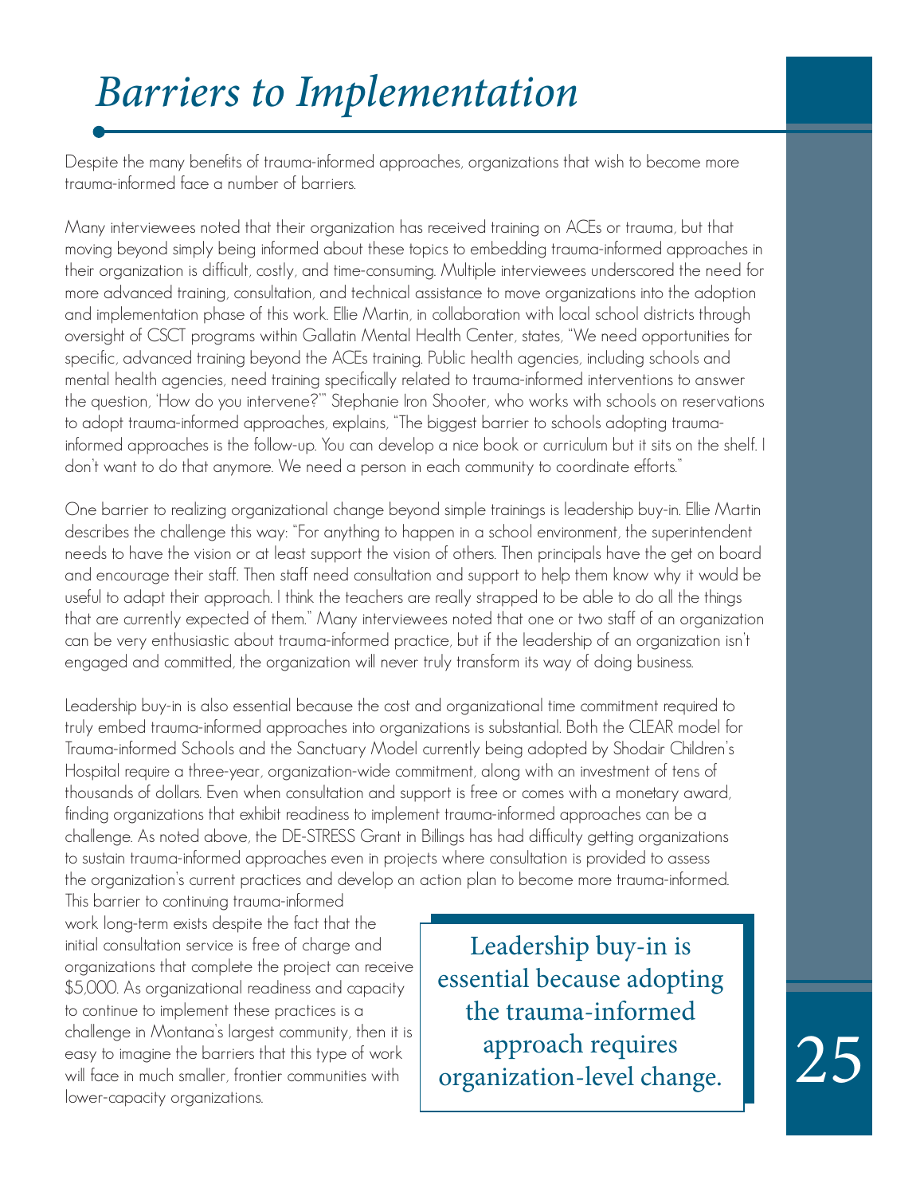# *Barriers to Implementation*

Despite the many benefits of trauma-informed approaches, organizations that wish to become more trauma-informed face a number of barriers.

Many interviewees noted that their organization has received training on ACEs or trauma, but that moving beyond simply being informed about these topics to embedding trauma-informed approaches in their organization is difficult, costly, and time-consuming. Multiple interviewees underscored the need for more advanced training, consultation, and technical assistance to move organizations into the adoption and implementation phase of this work. Ellie Martin, in collaboration with local school districts through oversight of CSCT programs within Gallatin Mental Health Center, states, "We need opportunities for specific, advanced training beyond the ACEs training. Public health agencies, including schools and mental health agencies, need training specifically related to trauma-informed interventions to answer the question, 'How do you intervene?'" Stephanie Iron Shooter, who works with schools on reservations to adopt trauma-informed approaches, explains, "The biggest barrier to schools adopting trauma-informed approaches is the follow-up. You can develop a nice book or curriculum but it sits on the shelf. I don't want to do that anymore. We need a person in each community to coordinate efforts."

One barrier to realizing organizational change beyond simple trainings is leadership buy-in. Ellie Martin describes the challenge this way: "For anything to happen in a school environment, the superintendent needs to have the vision or at least support the vision of others. Then principals have the get on board and encourage their staff. Then staff need consultation and support to help them know why it would be useful to adapt their approach. I think the teachers are really strapped to be able to do all the things that are currently expected of them." Many interviewees noted that one or two staff of an organization can be very enthusiastic about trauma-informed practice, but if the leadership of an organization isn't engaged and committed, the organization will never truly transform its way of doing business.

Leadership buy-in is also essential because the cost and organizational time commitment required to truly embed trauma-informed approaches into organizations is substantial. Both the CLEAR model for Trauma-informed Schools and the Sanctuary Model currently being adopted by Shodair Children's Hospital require a three-year, organization-wide commitment, along with an investment of tens of thousands of dollars. Even when consultation and support is free or comes with a monetary award, finding organizations that exhibit readiness to implement trauma-informed approaches can be a challenge. As noted above, the DE-STRESS Grant in Billings has had difficulty getting organizations to sustain trauma-informed approaches even in projects where consultation is provided to assess the organization's current practices and develop an action plan to become more trauma-informed. This barrier to continuing trauma-informed work long-term exists despite the fact that the initial consultation service is free of charge and organizations that complete the project can receive $5,000. As organizational readiness and capacity to continue to implement these practices is a challenge in Montana's largest community, then it is easy to imagine the barriers that this type of work will face in much smaller, frontier communities with lower-capacity organizations.

> Leadership buy-in is essential because adopting the trauma-informed approach requires organization-level change.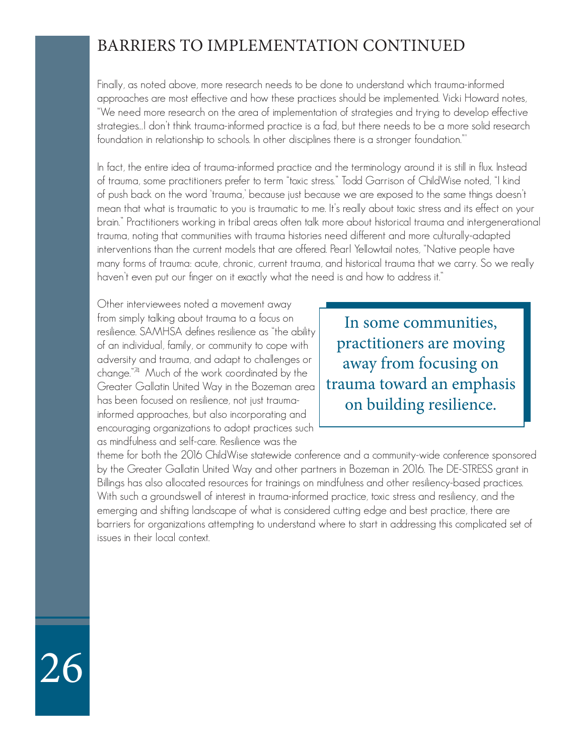## BARRIERS TO IMPLEMENTATION CONTINUED

Finally, as noted above, more research needs to be done to understand which trauma-informed approaches are most effective and how these practices should be implemented. Vicki Howard notes, "We need more research on the area of implementation of strategies and trying to develop effective strategies...I don't think trauma-informed practice is a fad, but there needs to be a more solid research foundation in relationship to schools. In other disciplines there is a stronger foundation."'

In fact, the entire idea of trauma-informed practice and the terminology around it is still in flux. Instead of trauma, some practitioners prefer to term "toxic stress." Todd Garrison of ChildWise noted, "I kind of push back on the word 'trauma,' because just because we are exposed to the same things doesn't mean that what is traumatic to you is traumatic to me. It's really about toxic stress and its effect on your brain." Practitioners working in tribal areas often talk more about historical trauma and intergenerational trauma, noting that communities with trauma histories need different and more culturally-adapted interventions than the current models that are offered. Pearl Yellowtail notes, "Native people have many forms of trauma: acute, chronic, current trauma, and historical trauma that we carry. So we really haven't even put our finger on it exactly what the need is and how to address it."

> In some communities, practitioners are moving away from focusing on trauma toward an emphasis on building resilience.

Other interviewees noted a movement away from simply talking about trauma to a focus on resilience. SAMHSA defines resilience as "the ability of an individual, family, or community to cope with adversity and trauma, and adapt to challenges or change."[74] Much of the work coordinated by the Greater Gallatin United Way in the Bozeman area has been focused on resilience, not just trauma-informed approaches, but also incorporating and encouraging organizations to adopt practices such as mindfulness and self-care. Resilience was the theme for both the 2016 ChildWise statewide conference and a community-wide conference sponsored by the Greater Gallatin United Way and other partners in Bozeman in 2016. The DE-STRESS grant in Billings has also allocated resources for trainings on mindfulness and other resiliency-based practices. With such a groundswell of interest in trauma-informed practice, toxic stress and resiliency, and the emerging and shifting landscape of what is considered cutting edge and best practice, there are barriers for organizations attempting to understand where to start in addressing this complicated set of issues in their local context.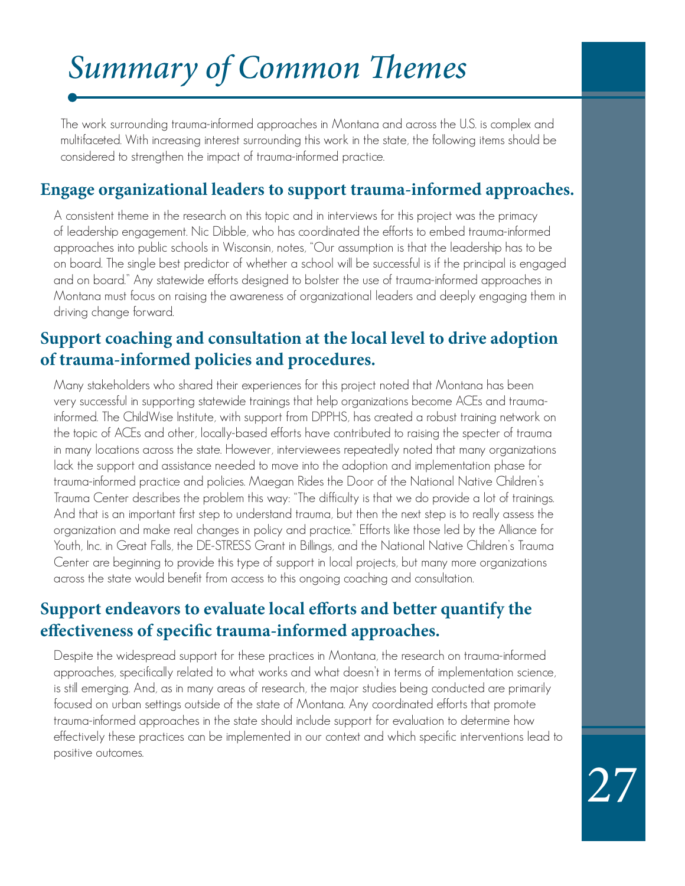# *Summary of Common Themes*

The work surrounding trauma-informed approaches in Montana and across the U.S. is complex and multifaceted. With increasing interest surrounding this work in the state, the following items should be considered to strengthen the impact of trauma-informed practice.

## Engage organizational leaders to support trauma-informed approaches.

A consistent theme in the research on this topic and in interviews for this project was the primacy of leadership engagement. Nic Dibble, who has coordinated the efforts to embed trauma-informed approaches into public schools in Wisconsin, notes, "Our assumption is that the leadership has to be on board. The single best predictor of whether a school will be successful is if the principal is engaged and on board." Any statewide efforts designed to bolster the use of trauma-informed approaches in Montana must focus on raising the awareness of organizational leaders and deeply engaging them in driving change forward.

## Support coaching and consultation at the local level to drive adoption of trauma-informed policies and procedures.

Many stakeholders who shared their experiences for this project noted that Montana has been very successful in supporting statewide trainings that help organizations become ACEs and trauma-informed. The ChildWise Institute, with support from DPPHS, has created a robust training network on the topic of ACEs and other, locally-based efforts have contributed to raising the specter of trauma in many locations across the state. However, interviewees repeatedly noted that many organizations lack the support and assistance needed to move into the adoption and implementation phase for trauma-informed practice and policies. Maegan Rides the Door of the National Native Children's Trauma Center describes the problem this way: "The difficulty is that we do provide a lot of trainings. And that is an important first step to understand trauma, but then the next step is to really assess the organization and make real changes in policy and practice." Efforts like those led by the Alliance for Youth, Inc. in Great Falls, the DE-STRESS Grant in Billings, and the National Native Children's Trauma Center are beginning to provide this type of support in local projects, but many more organizations across the state would benefit from access to this ongoing coaching and consultation.

## Support endeavors to evaluate local efforts and better quantify the effectiveness of specific trauma-informed approaches.

Despite the widespread support for these practices in Montana, the research on trauma-informed approaches, specifically related to what works and what doesn't in terms of implementation science, is still emerging. And, as in many areas of research, the major studies being conducted are primarily focused on urban settings outside of the state of Montana. Any coordinated efforts that promote trauma-informed approaches in the state should include support for evaluation to determine how effectively these practices can be implemented in our context and which specific interventions lead to positive outcomes.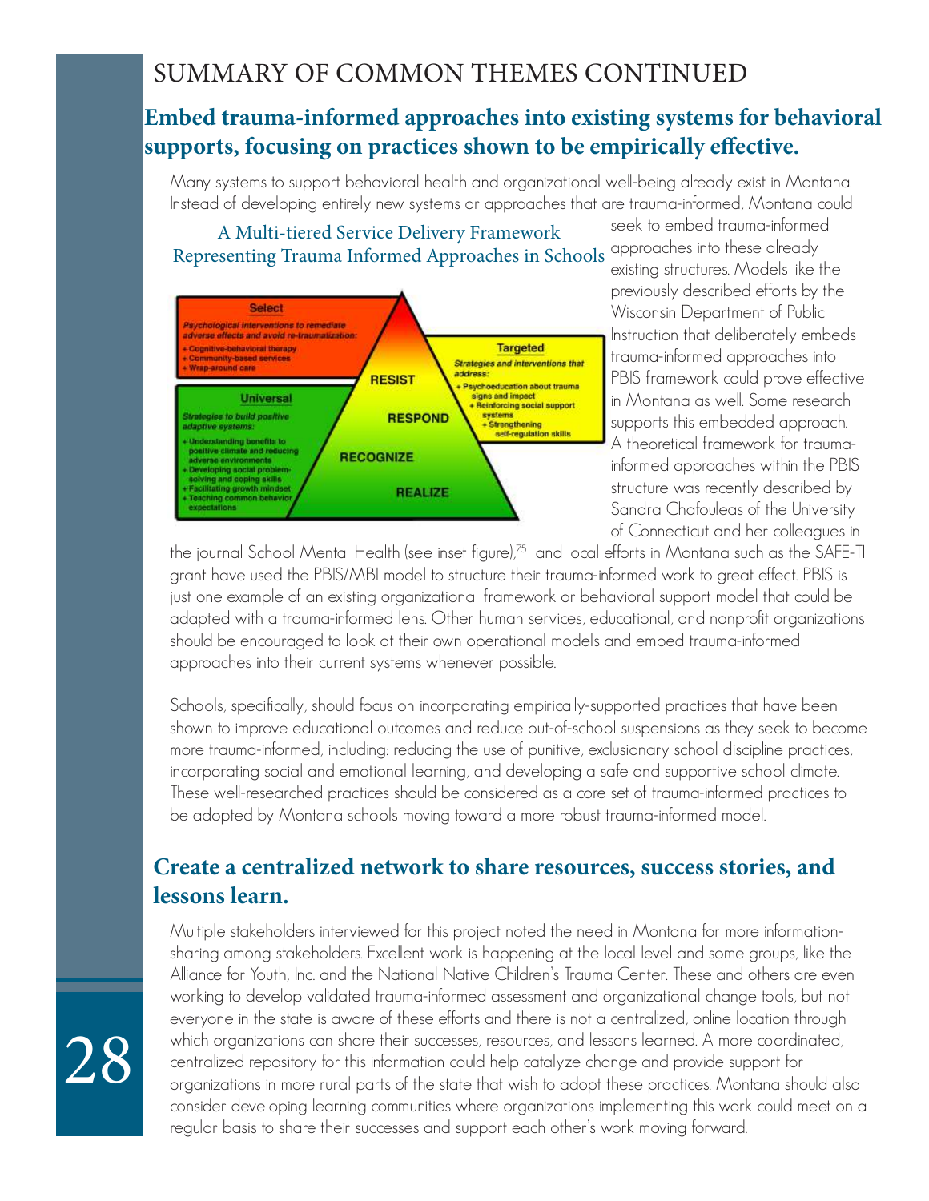## SUMMARY OF COMMON THEMES CONTINUED

### Embed trauma-informed approaches into existing systems for behavioral supports, focusing on practices shown to be empirically effective.

Many systems to support behavioral health and organizational well-being already exist in Montana. Instead of developing entirely new systems or approaches that are trauma-informed, Montana could seek to embed trauma-informed approaches into these already existing structures. Models like the previously described efforts by the Wisconsin Department of Public Instruction that deliberately embeds trauma-informed approaches into PBIS framework could prove effective in Montana as well. Some research supports this embedded approach. A theoretical framework for trauma-informed approaches within the PBIS structure was recently described by Sandra Chafouleas of the University of Connecticut and her colleagues in the journal School Mental Health (see inset figure),[75] and local efforts in Montana such as the SAFE-TI grant have used the PBIS/MBI model to structure their trauma-informed work to great effect. PBIS is just one example of an existing organizational framework or behavioral support model that could be adapted with a trauma-informed lens. Other human services, educational, and nonprofit organizations should be encouraged to look at their own operational models and embed trauma-informed approaches into their current systems whenever possible.

A Multi-tiered Service Delivery Framework Representing Trauma Informed Approaches in Schools

**Select**
*Psychological interventions to remediate adverse effects and avoid re-traumatization:*
+ Cognitive-behavioral therapy
+ Community-based services
+ Wrap-around care

**Targeted**
*Strategies and interventions that address:*
+ Psychoeducation about trauma signs and impact
+ Reinforcing social support systems
+ Strengthening self-regulation skills

**Universal**
*Strategies to build positive adaptive systems:*
+ Understanding benefits to positive climate and reducing adverse environments
+ Developing social problem-solving and coping skills
+ Facilitating growth mindset
+ Teaching common behavior expectations

RESIST
RESPOND
RECOGNIZE
REALIZE

Schools, specifically, should focus on incorporating empirically-supported practices that have been shown to improve educational outcomes and reduce out-of-school suspensions as they seek to become more trauma-informed, including: reducing the use of punitive, exclusionary school discipline practices, incorporating social and emotional learning, and developing a safe and supportive school climate. These well-researched practices should be considered as a core set of trauma-informed practices to be adopted by Montana schools moving toward a more robust trauma-informed model.

### Create a centralized network to share resources, success stories, and lessons learn.

Multiple stakeholders interviewed for this project noted the need in Montana for more information-sharing among stakeholders. Excellent work is happening at the local level and some groups, like the Alliance for Youth, Inc. and the National Native Children's Trauma Center. These and others are even working to develop validated trauma-informed assessment and organizational change tools, but not everyone in the state is aware of these efforts and there is not a centralized, online location through which organizations can share their successes, resources, and lessons learned. A more coordinated, centralized repository for this information could help catalyze change and provide support for organizations in more rural parts of the state that wish to adopt these practices. Montana should also consider developing learning communities where organizations implementing this work could meet on a regular basis to share their successes and support each other's work moving forward.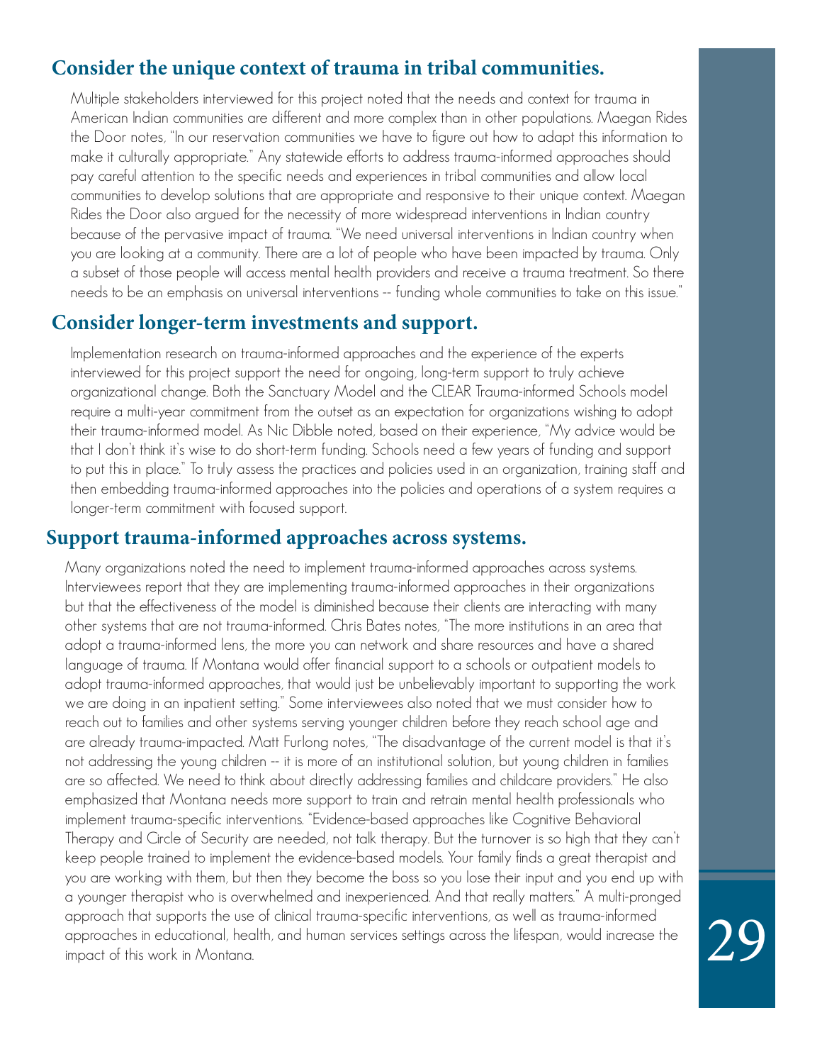## Consider the unique context of trauma in tribal communities.

Multiple stakeholders interviewed for this project noted that the needs and context for trauma in American Indian communities are different and more complex than in other populations. Maegan Rides the Door notes, "In our reservation communities we have to figure out how to adapt this information to make it culturally appropriate." Any statewide efforts to address trauma-informed approaches should pay careful attention to the specific needs and experiences in tribal communities and allow local communities to develop solutions that are appropriate and responsive to their unique context. Maegan Rides the Door also argued for the necessity of more widespread interventions in Indian country because of the pervasive impact of trauma. "We need universal interventions in Indian country when you are looking at a community. There are a lot of people who have been impacted by trauma. Only a subset of those people will access mental health providers and receive a trauma treatment. So there needs to be an emphasis on universal interventions -- funding whole communities to take on this issue."

## Consider longer-term investments and support.

Implementation research on trauma-informed approaches and the experience of the experts interviewed for this project support the need for ongoing, long-term support to truly achieve organizational change. Both the Sanctuary Model and the CLEAR Trauma-informed Schools model require a multi-year commitment from the outset as an expectation for organizations wishing to adopt their trauma-informed model. As Nic Dibble noted, based on their experience, "My advice would be that I don't think it's wise to do short-term funding. Schools need a few years of funding and support to put this in place." To truly assess the practices and policies used in an organization, training staff and then embedding trauma-informed approaches into the policies and operations of a system requires a longer-term commitment with focused support.

## Support trauma-informed approaches across systems.

Many organizations noted the need to implement trauma-informed approaches across systems. Interviewees report that they are implementing trauma-informed approaches in their organizations but that the effectiveness of the model is diminished because their clients are interacting with many other systems that are not trauma-informed. Chris Bates notes, "The more institutions in an area that adopt a trauma-informed lens, the more you can network and share resources and have a shared language of trauma. If Montana would offer financial support to a schools or outpatient models to adopt trauma-informed approaches, that would just be unbelievably important to supporting the work we are doing in an inpatient setting." Some interviewees also noted that we must consider how to reach out to families and other systems serving younger children before they reach school age and are already trauma-impacted. Matt Furlong notes, "The disadvantage of the current model is that it's not addressing the young children -- it is more of an institutional solution, but young children in families are so affected. We need to think about directly addressing families and childcare providers." He also emphasized that Montana needs more support to train and retrain mental health professionals who implement trauma-specific interventions. "Evidence-based approaches like Cognitive Behavioral Therapy and Circle of Security are needed, not talk therapy. But the turnover is so high that they can't keep people trained to implement the evidence-based models. Your family finds a great therapist and you are working with them, but then they become the boss so you lose their input and you end up with a younger therapist who is overwhelmed and inexperienced. And that really matters." A multi-pronged approach that supports the use of clinical trauma-specific interventions, as well as trauma-informed approaches in educational, health, and human services settings across the lifespan, would increase the impact of this work in Montana.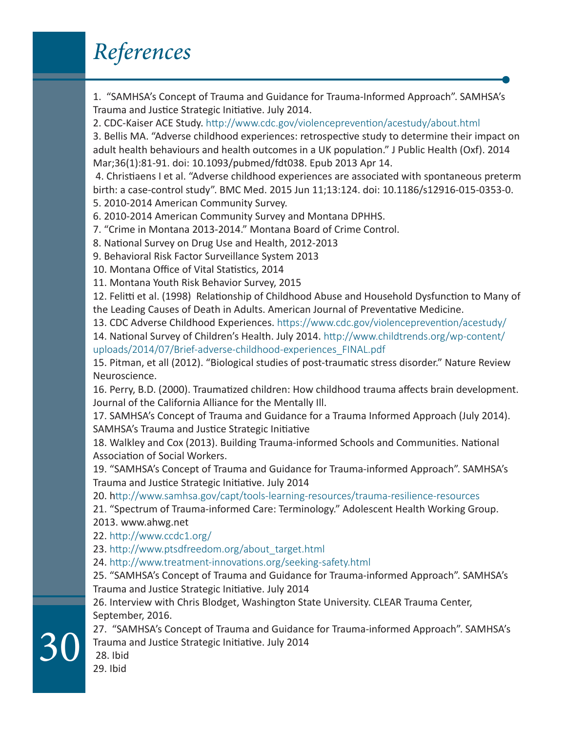# *References*

1. "SAMHSA's Concept of Trauma and Guidance for Trauma-Informed Approach". SAMHSA's Trauma and Justice Strategic Initiative. July 2014.
2. CDC-Kaiser ACE Study. http://www.cdc.gov/violenceprevention/acestudy/about.html
3. Bellis MA. "Adverse childhood experiences: retrospective study to determine their impact on adult health behaviours and health outcomes in a UK population." J Public Health (Oxf). 2014 Mar;36(1):81-91. doi: 10.1093/pubmed/fdt038. Epub 2013 Apr 14.
4. Christiaens I et al. "Adverse childhood experiences are associated with spontaneous preterm birth: a case-control study". BMC Med. 2015 Jun 11;13:124. doi: 10.1186/s12916-015-0353-0.
5. 2010-2014 American Community Survey.
6. 2010-2014 American Community Survey and Montana DPHHS.
7. "Crime in Montana 2013-2014." Montana Board of Crime Control.
8. National Survey on Drug Use and Health, 2012-2013
9. Behavioral Risk Factor Surveillance System 2013
10. Montana Office of Vital Statistics, 2014
11. Montana Youth Risk Behavior Survey, 2015
12. Felitti et al. (1998) Relationship of Childhood Abuse and Household Dysfunction to Many of the Leading Causes of Death in Adults. American Journal of Preventative Medicine.
13. CDC Adverse Childhood Experiences. https://www.cdc.gov/violenceprevention/acestudy/
14. National Survey of Children's Health. July 2014. http://www.childtrends.org/wp-content/uploads/2014/07/Brief-adverse-childhood-experiences_FINAL.pdf
15. Pitman, et all (2012). "Biological studies of post-traumatic stress disorder." Nature Review Neuroscience.
16. Perry, B.D. (2000). Traumatized children: How childhood trauma affects brain development. Journal of the California Alliance for the Mentally Ill.
17. SAMHSA's Concept of Trauma and Guidance for a Trauma Informed Approach (July 2014). SAMHSA's Trauma and Justice Strategic Initiative
18. Walkley and Cox (2013). Building Trauma-informed Schools and Communities. National Association of Social Workers.
19. "SAMHSA's Concept of Trauma and Guidance for Trauma-informed Approach". SAMHSA's Trauma and Justice Strategic Initiative. July 2014
20. http://www.samhsa.gov/capt/tools-learning-resources/trauma-resilience-resources
21. "Spectrum of Trauma-informed Care: Terminology." Adolescent Health Working Group. 2013. www.ahwg.net
22. http://www.ccdc1.org/
23. http://www.ptsdfreedom.org/about_target.html
24. http://www.treatment-innovations.org/seeking-safety.html
25. "SAMHSA's Concept of Trauma and Guidance for Trauma-informed Approach". SAMHSA's Trauma and Justice Strategic Initiative. July 2014
26. Interview with Chris Blodget, Washington State University. CLEAR Trauma Center, September, 2016.
27. "SAMHSA's Concept of Trauma and Guidance for Trauma-informed Approach". SAMHSA's Trauma and Justice Strategic Initiative. July 2014
28. Ibid
29. Ibid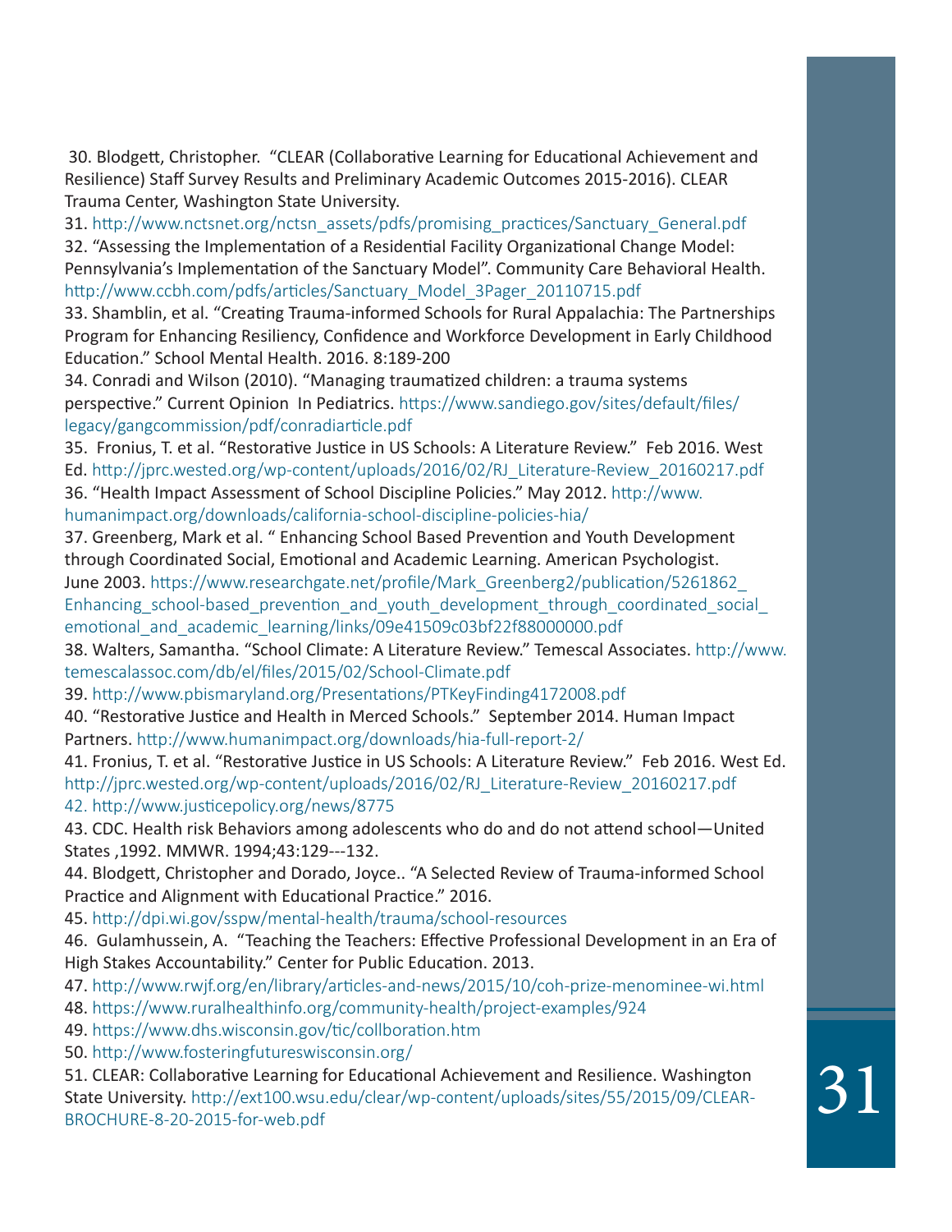30. Blodgett, Christopher. "CLEAR (Collaborative Learning for Educational Achievement and Resilience) Staff Survey Results and Preliminary Academic Outcomes 2015-2016). CLEAR Trauma Center, Washington State University.

31. http://www.nctsnet.org/nctsn_assets/pdfs/promising_practices/Sanctuary_General.pdf

32. "Assessing the Implementation of a Residential Facility Organizational Change Model: Pennsylvania's Implementation of the Sanctuary Model". Community Care Behavioral Health. http://www.ccbh.com/pdfs/articles/Sanctuary_Model_3Pager_20110715.pdf

33. Shamblin, et al. "Creating Trauma-informed Schools for Rural Appalachia: The Partnerships Program for Enhancing Resiliency, Confidence and Workforce Development in Early Childhood Education." School Mental Health. 2016. 8:189-200

34. Conradi and Wilson (2010). "Managing traumatized children: a trauma systems perspective." Current Opinion In Pediatrics. https://www.sandiego.gov/sites/default/files/legacy/gangcommission/pdf/conradiarticle.pdf

35. Fronius, T. et al. "Restorative Justice in US Schools: A Literature Review." Feb 2016. West Ed. http://jprc.wested.org/wp-content/uploads/2016/02/RJ_Literature-Review_20160217.pdf

36. "Health Impact Assessment of School Discipline Policies." May 2012. http://www.humanimpact.org/downloads/california-school-discipline-policies-hia/

37. Greenberg, Mark et al. " Enhancing School Based Prevention and Youth Development through Coordinated Social, Emotional and Academic Learning. American Psychologist. June 2003. https://www.researchgate.net/profile/Mark_Greenberg2/publication/5261862_Enhancing_school-based_prevention_and_youth_development_through_coordinated_social_emotional_and_academic_learning/links/09e41509c03bf22f88000000.pdf

38. Walters, Samantha. "School Climate: A Literature Review." Temescal Associates. http://www.temescalassoc.com/db/el/files/2015/02/School-Climate.pdf

39. http://www.pbismaryland.org/Presentations/PTKeyFinding4172008.pdf

40. "Restorative Justice and Health in Merced Schools." September 2014. Human Impact Partners. http://www.humanimpact.org/downloads/hia-full-report-2/

41. Fronius, T. et al. "Restorative Justice in US Schools: A Literature Review." Feb 2016. West Ed. http://jprc.wested.org/wp-content/uploads/2016/02/RJ_Literature-Review_20160217.pdf

42. http://www.justicepolicy.org/news/8775

43. CDC. Health risk Behaviors among adolescents who do and do not attend school—United States ,1992. MMWR. 1994;43:129---132.

44. Blodgett, Christopher and Dorado, Joyce.. "A Selected Review of Trauma-informed School Practice and Alignment with Educational Practice." 2016.

45. http://dpi.wi.gov/sspw/mental-health/trauma/school-resources

46. Gulamhussein, A. "Teaching the Teachers: Effective Professional Development in an Era of High Stakes Accountability." Center for Public Education. 2013.

47. http://www.rwjf.org/en/library/articles-and-news/2015/10/coh-prize-menominee-wi.html

48. https://www.ruralhealthinfo.org/community-health/project-examples/924

49. https://www.dhs.wisconsin.gov/tic/collboration.htm

50. http://www.fosteringfutureswisconsin.org/

51. CLEAR: Collaborative Learning for Educational Achievement and Resilience. Washington State University. http://ext100.wsu.edu/clear/wp-content/uploads/sites/55/2015/09/CLEAR-BROCHURE-8-20-2015-for-web.pdf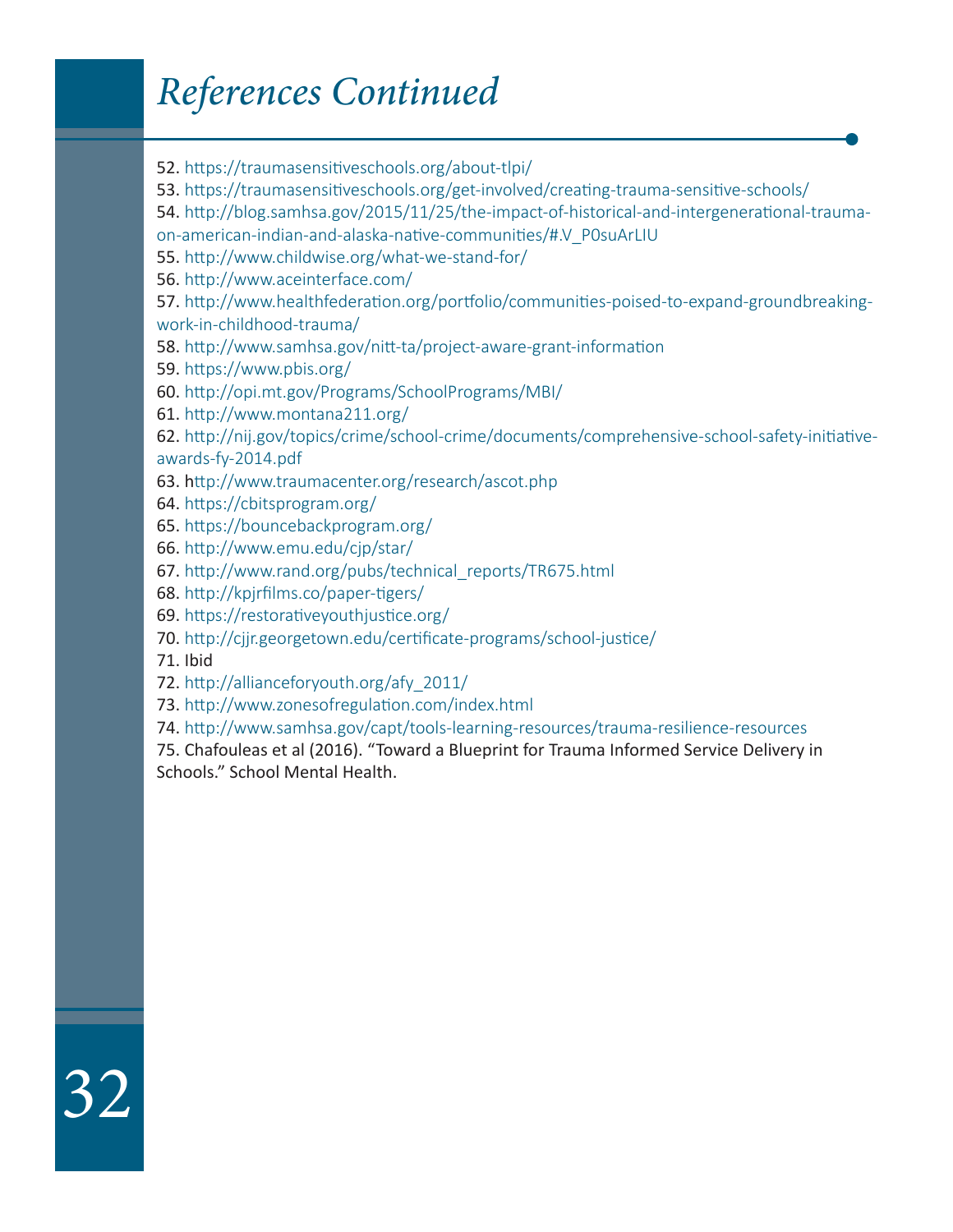# *References Continued*

52. https://traumasensitiveschools.org/about-tlpi/
53. https://traumasensitiveschools.org/get-involved/creating-trauma-sensitive-schools/
54. http://blog.samhsa.gov/2015/11/25/the-impact-of-historical-and-intergenerational-trauma-on-american-indian-and-alaska-native-communities/#.V_P0suArLIU
55. http://www.childwise.org/what-we-stand-for/
56. http://www.aceinterface.com/
57. http://www.healthfederation.org/portfolio/communities-poised-to-expand-groundbreaking-work-in-childhood-trauma/
58. http://www.samhsa.gov/nitt-ta/project-aware-grant-information
59. https://www.pbis.org/
60. http://opi.mt.gov/Programs/SchoolPrograms/MBI/
61. http://www.montana211.org/
62. http://nij.gov/topics/crime/school-crime/documents/comprehensive-school-safety-initiative-awards-fy-2014.pdf
63. http://www.traumacenter.org/research/ascot.php
64. https://cbitsprogram.org/
65. https://bouncebackprogram.org/
66. http://www.emu.edu/cjp/star/
67. http://www.rand.org/pubs/technical_reports/TR675.html
68. http://kpjrfilms.co/paper-tigers/
69. https://restorativeyouthjustice.org/
70. http://cjjr.georgetown.edu/certificate-programs/school-justice/
71. Ibid
72. http://allianceforyouth.org/afy_2011/
73. http://www.zonesofregulation.com/index.html
74. http://www.samhsa.gov/capt/tools-learning-resources/trauma-resilience-resources
75. Chafouleas et al (2016). "Toward a Blueprint for Trauma Informed Service Delivery in Schools." School Mental Health.